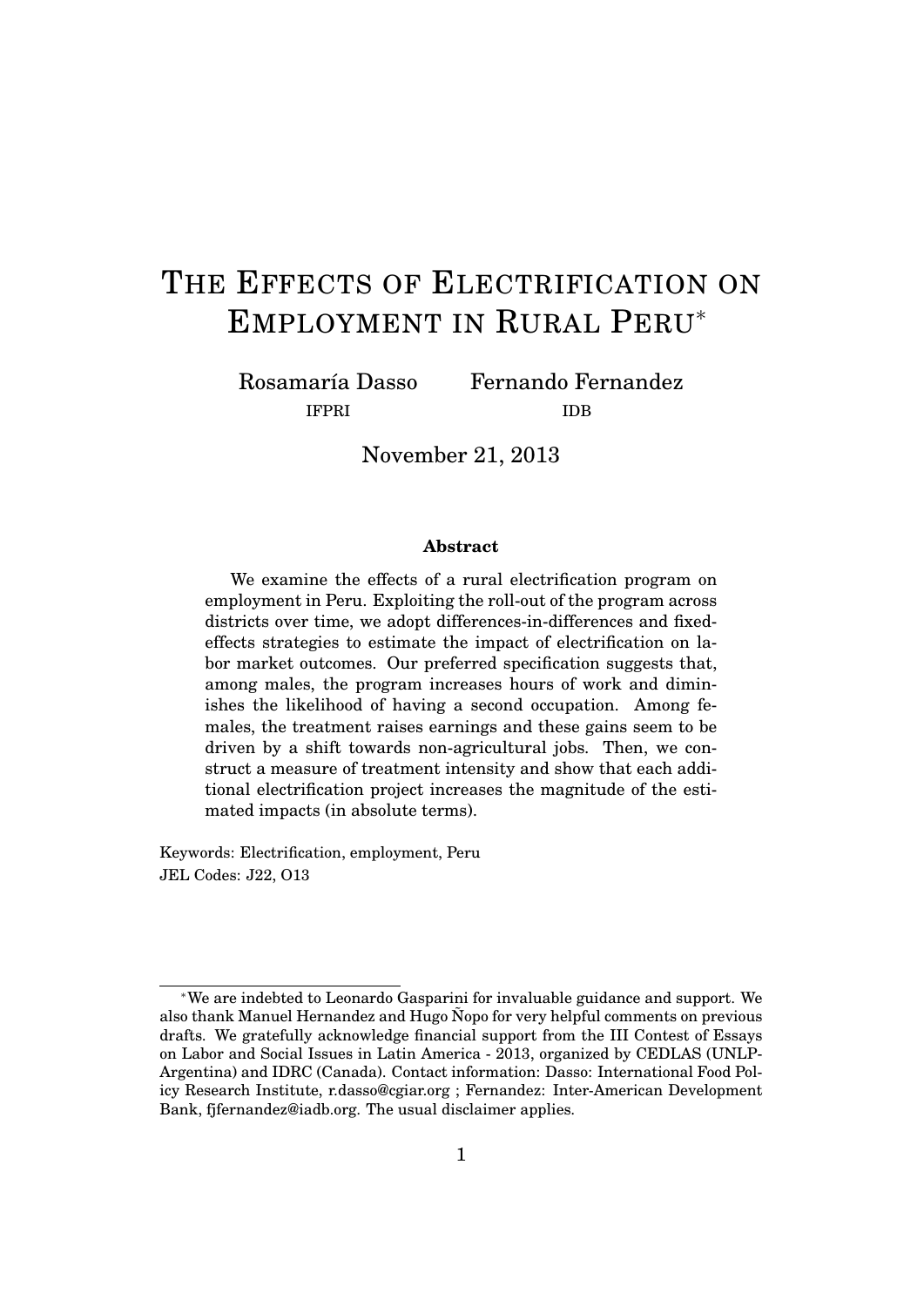# The Effects of Electrification on Employment in Rural Peru*

Rosamaría Dasso
IFPRI

Fernando Fernandez
IDB

November 21, 2013

### Abstract

We examine the effects of a rural electrification program on employment in Peru. Exploiting the roll-out of the program across districts over time, we adopt differences-in-differences and fixed-effects strategies to estimate the impact of electrification on labor market outcomes. Our preferred specification suggests that, among males, the program increases hours of work and diminishes the likelihood of having a second occupation. Among females, the treatment raises earnings and these gains seem to be driven by a shift towards non-agricultural jobs. Then, we construct a measure of treatment intensity and show that each additional electrification project increases the magnitude of the estimated impacts (in absolute terms).

Keywords: Electrification, employment, Peru
JEL Codes: J22, O13

---

*We are indebted to Leonardo Gasparini for invaluable guidance and support. We also thank Manuel Hernandez and Hugo Ñopo for very helpful comments on previous drafts. We gratefully acknowledge financial support from the III Contest of Essays on Labor and Social Issues in Latin America - 2013, organized by CEDLAS (UNLP-Argentina) and IDRC (Canada). Contact information: Dasso: International Food Policy Research Institute, r.dasso@cgiar.org ; Fernandez: Inter-American Development Bank, fjfernandez@iadb.org. The usual disclaimer applies.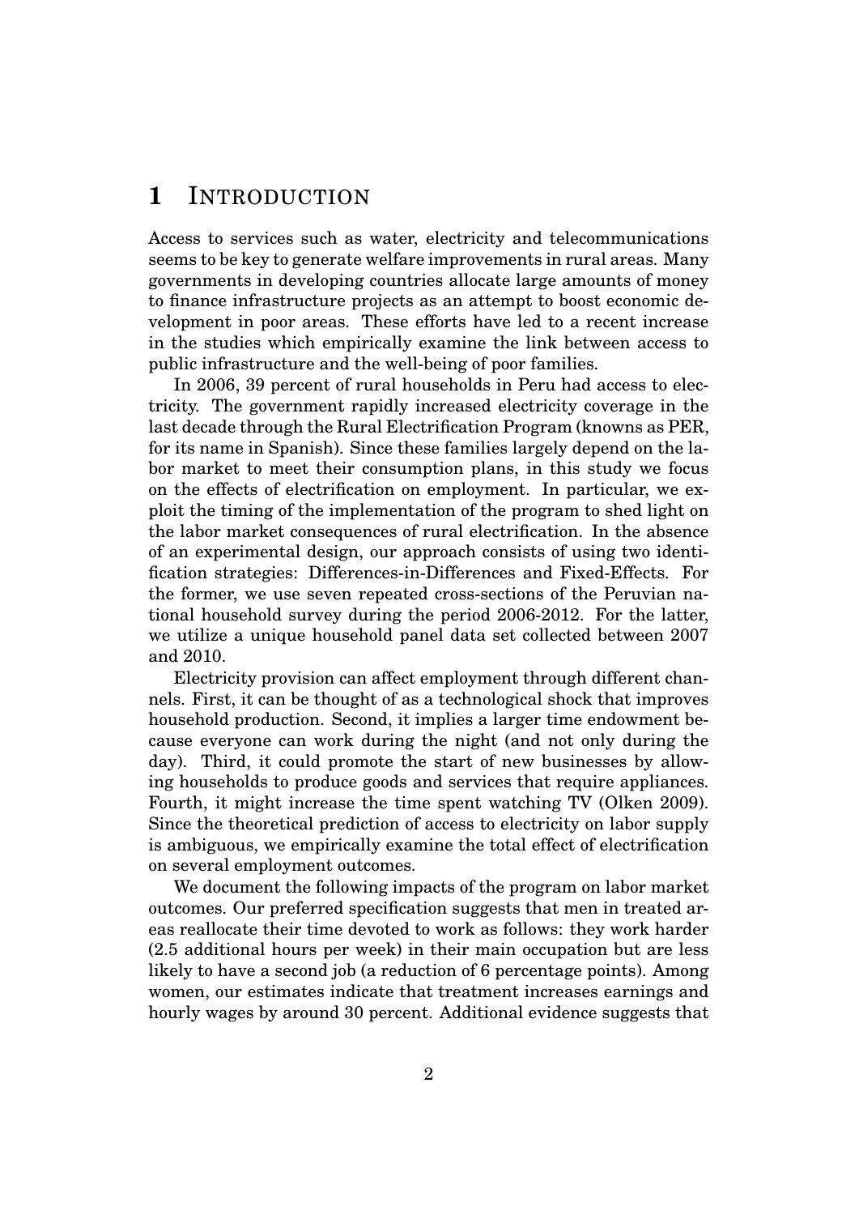# 1 INTRODUCTION

Access to services such as water, electricity and telecommunications seems to be key to generate welfare improvements in rural areas. Many governments in developing countries allocate large amounts of money to finance infrastructure projects as an attempt to boost economic development in poor areas. These efforts have led to a recent increase in the studies which empirically examine the link between access to public infrastructure and the well-being of poor families.

In 2006, 39 percent of rural households in Peru had access to electricity. The government rapidly increased electricity coverage in the last decade through the Rural Electrification Program (knowns as PER, for its name in Spanish). Since these families largely depend on the labor market to meet their consumption plans, in this study we focus on the effects of electrification on employment. In particular, we exploit the timing of the implementation of the program to shed light on the labor market consequences of rural electrification. In the absence of an experimental design, our approach consists of using two identification strategies: Differences-in-Differences and Fixed-Effects. For the former, we use seven repeated cross-sections of the Peruvian national household survey during the period 2006-2012. For the latter, we utilize a unique household panel data set collected between 2007 and 2010.

Electricity provision can affect employment through different channels. First, it can be thought of as a technological shock that improves household production. Second, it implies a larger time endowment because everyone can work during the night (and not only during the day). Third, it could promote the start of new businesses by allowing households to produce goods and services that require appliances. Fourth, it might increase the time spent watching TV (Olken 2009). Since the theoretical prediction of access to electricity on labor supply is ambiguous, we empirically examine the total effect of electrification on several employment outcomes.

We document the following impacts of the program on labor market outcomes. Our preferred specification suggests that men in treated areas reallocate their time devoted to work as follows: they work harder (2.5 additional hours per week) in their main occupation but are less likely to have a second job (a reduction of 6 percentage points). Among women, our estimates indicate that treatment increases earnings and hourly wages by around 30 percent. Additional evidence suggests that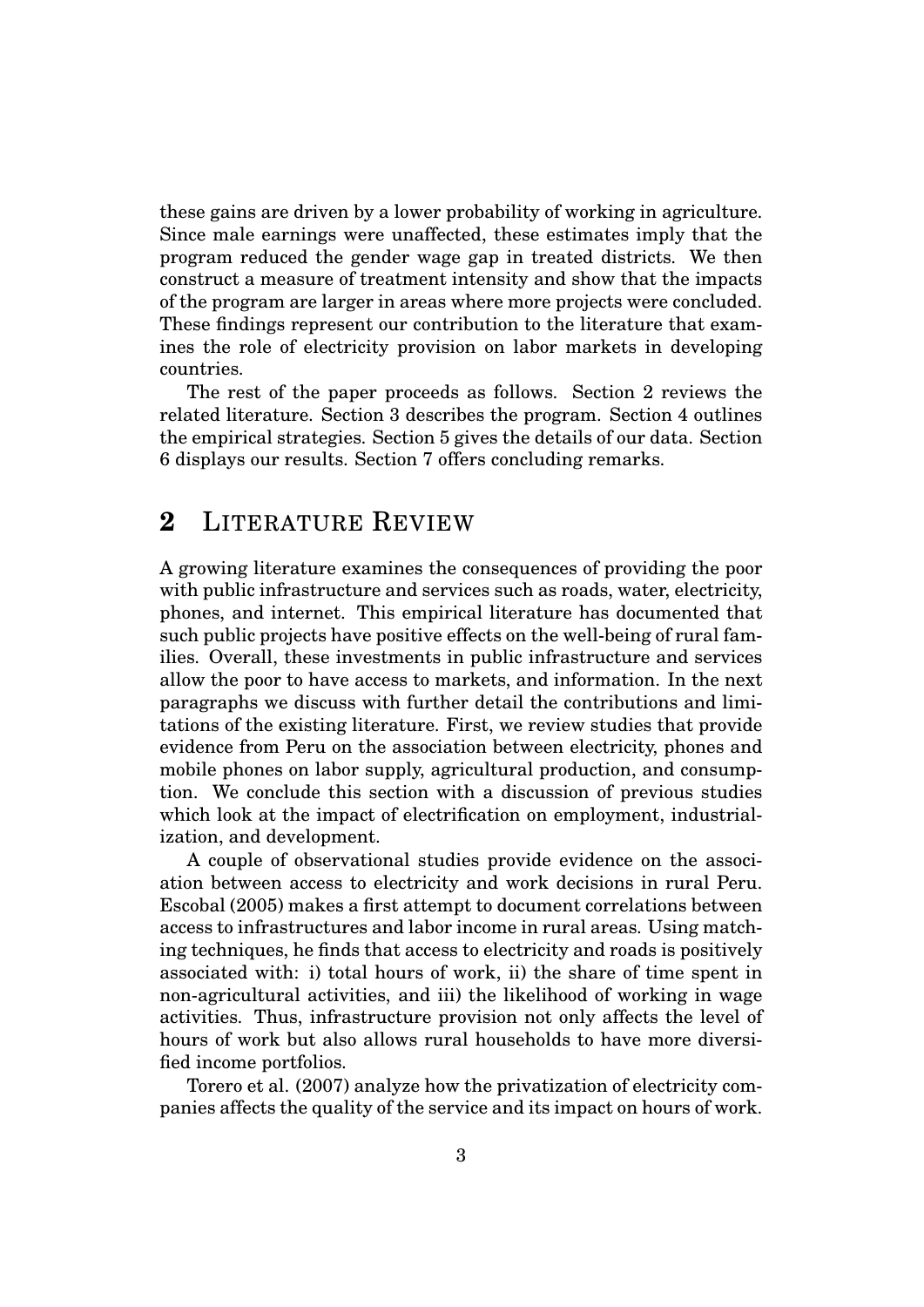these gains are driven by a lower probability of working in agriculture. Since male earnings were unaffected, these estimates imply that the program reduced the gender wage gap in treated districts. We then construct a measure of treatment intensity and show that the impacts of the program are larger in areas where more projects were concluded. These findings represent our contribution to the literature that examines the role of electricity provision on labor markets in developing countries.

The rest of the paper proceeds as follows. Section 2 reviews the related literature. Section 3 describes the program. Section 4 outlines the empirical strategies. Section 5 gives the details of our data. Section 6 displays our results. Section 7 offers concluding remarks.

## 2 LITERATURE REVIEW

A growing literature examines the consequences of providing the poor with public infrastructure and services such as roads, water, electricity, phones, and internet. This empirical literature has documented that such public projects have positive effects on the well-being of rural families. Overall, these investments in public infrastructure and services allow the poor to have access to markets, and information. In the next paragraphs we discuss with further detail the contributions and limitations of the existing literature. First, we review studies that provide evidence from Peru on the association between electricity, phones and mobile phones on labor supply, agricultural production, and consumption. We conclude this section with a discussion of previous studies which look at the impact of electrification on employment, industrialization, and development.

A couple of observational studies provide evidence on the association between access to electricity and work decisions in rural Peru. Escobal (2005) makes a first attempt to document correlations between access to infrastructures and labor income in rural areas. Using matching techniques, he finds that access to electricity and roads is positively associated with: i) total hours of work, ii) the share of time spent in non-agricultural activities, and iii) the likelihood of working in wage activities. Thus, infrastructure provision not only affects the level of hours of work but also allows rural households to have more diversified income portfolios.

Torero et al. (2007) analyze how the privatization of electricity companies affects the quality of the service and its impact on hours of work.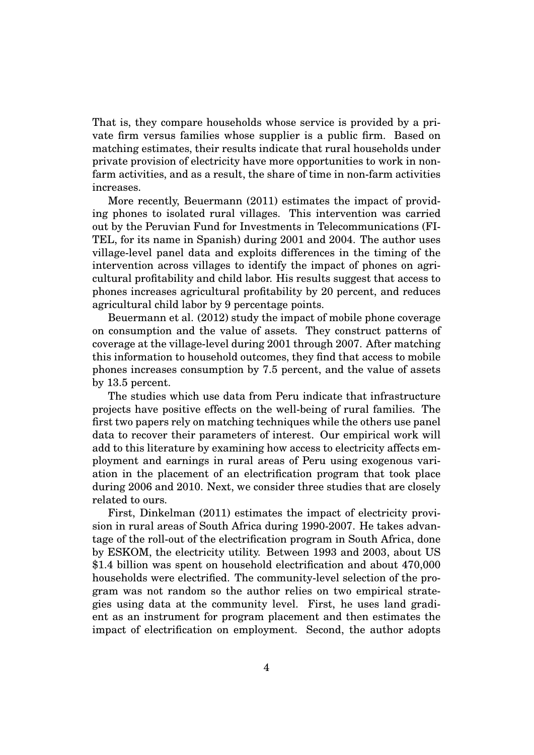That is, they compare households whose service is provided by a private firm versus families whose supplier is a public firm. Based on matching estimates, their results indicate that rural households under private provision of electricity have more opportunities to work in non-farm activities, and as a result, the share of time in non-farm activities increases.

More recently, Beuermann (2011) estimates the impact of providing phones to isolated rural villages. This intervention was carried out by the Peruvian Fund for Investments in Telecommunications (FITEL, for its name in Spanish) during 2001 and 2004. The author uses village-level panel data and exploits differences in the timing of the intervention across villages to identify the impact of phones on agricultural profitability and child labor. His results suggest that access to phones increases agricultural profitability by 20 percent, and reduces agricultural child labor by 9 percentage points.

Beuermann et al. (2012) study the impact of mobile phone coverage on consumption and the value of assets. They construct patterns of coverage at the village-level during 2001 through 2007. After matching this information to household outcomes, they find that access to mobile phones increases consumption by 7.5 percent, and the value of assets by 13.5 percent.

The studies which use data from Peru indicate that infrastructure projects have positive effects on the well-being of rural families. The first two papers rely on matching techniques while the others use panel data to recover their parameters of interest. Our empirical work will add to this literature by examining how access to electricity affects employment and earnings in rural areas of Peru using exogenous variation in the placement of an electrification program that took place during 2006 and 2010. Next, we consider three studies that are closely related to ours.

First, Dinkelman (2011) estimates the impact of electricity provision in rural areas of South Africa during 1990-2007. He takes advantage of the roll-out of the electrification program in South Africa, done by ESKOM, the electricity utility. Between 1993 and 2003, about US \$1.4 billion was spent on household electrification and about 470,000 households were electrified. The community-level selection of the program was not random so the author relies on two empirical strategies using data at the community level. First, he uses land gradient as an instrument for program placement and then estimates the impact of electrification on employment. Second, the author adopts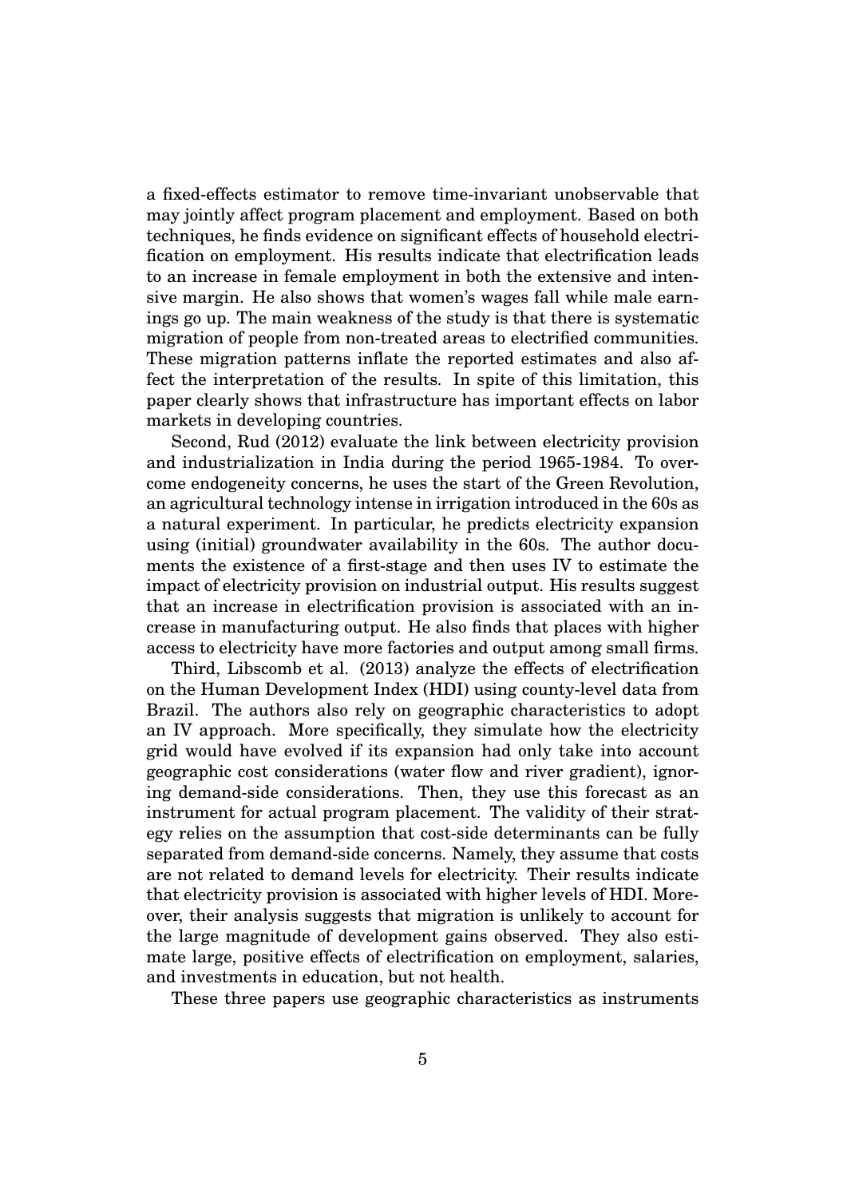a fixed-effects estimator to remove time-invariant unobservable that may jointly affect program placement and employment. Based on both techniques, he finds evidence on significant effects of household electrification on employment. His results indicate that electrification leads to an increase in female employment in both the extensive and intensive margin. He also shows that women's wages fall while male earnings go up. The main weakness of the study is that there is systematic migration of people from non-treated areas to electrified communities. These migration patterns inflate the reported estimates and also affect the interpretation of the results. In spite of this limitation, this paper clearly shows that infrastructure has important effects on labor markets in developing countries.

Second, Rud (2012) evaluate the link between electricity provision and industrialization in India during the period 1965-1984. To overcome endogeneity concerns, he uses the start of the Green Revolution, an agricultural technology intense in irrigation introduced in the 60s as a natural experiment. In particular, he predicts electricity expansion using (initial) groundwater availability in the 60s. The author documents the existence of a first-stage and then uses IV to estimate the impact of electricity provision on industrial output. His results suggest that an increase in electrification provision is associated with an increase in manufacturing output. He also finds that places with higher access to electricity have more factories and output among small firms.

Third, Libscomb et al. (2013) analyze the effects of electrification on the Human Development Index (HDI) using county-level data from Brazil. The authors also rely on geographic characteristics to adopt an IV approach. More specifically, they simulate how the electricity grid would have evolved if its expansion had only take into account geographic cost considerations (water flow and river gradient), ignoring demand-side considerations. Then, they use this forecast as an instrument for actual program placement. The validity of their strategy relies on the assumption that cost-side determinants can be fully separated from demand-side concerns. Namely, they assume that costs are not related to demand levels for electricity. Their results indicate that electricity provision is associated with higher levels of HDI. Moreover, their analysis suggests that migration is unlikely to account for the large magnitude of development gains observed. They also estimate large, positive effects of electrification on employment, salaries, and investments in education, but not health.

These three papers use geographic characteristics as instruments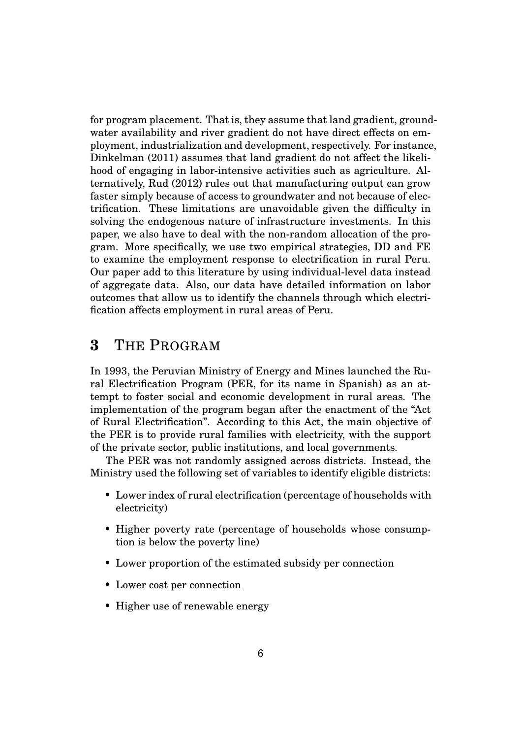for program placement. That is, they assume that land gradient, groundwater availability and river gradient do not have direct effects on employment, industrialization and development, respectively. For instance, Dinkelman (2011) assumes that land gradient do not affect the likelihood of engaging in labor-intensive activities such as agriculture. Alternatively, Rud (2012) rules out that manufacturing output can grow faster simply because of access to groundwater and not because of electrification. These limitations are unavoidable given the difficulty in solving the endogenous nature of infrastructure investments. In this paper, we also have to deal with the non-random allocation of the program. More specifically, we use two empirical strategies, DD and FE to examine the employment response to electrification in rural Peru. Our paper add to this literature by using individual-level data instead of aggregate data. Also, our data have detailed information on labor outcomes that allow us to identify the channels through which electrification affects employment in rural areas of Peru.

## 3 The Program

In 1993, the Peruvian Ministry of Energy and Mines launched the Rural Electrification Program (PER, for its name in Spanish) as an attempt to foster social and economic development in rural areas. The implementation of the program began after the enactment of the "Act of Rural Electrification". According to this Act, the main objective of the PER is to provide rural families with electricity, with the support of the private sector, public institutions, and local governments.

The PER was not randomly assigned across districts. Instead, the Ministry used the following set of variables to identify eligible districts:

- Lower index of rural electrification (percentage of households with electricity)
- Higher poverty rate (percentage of households whose consumption is below the poverty line)
- Lower proportion of the estimated subsidy per connection
- Lower cost per connection
- Higher use of renewable energy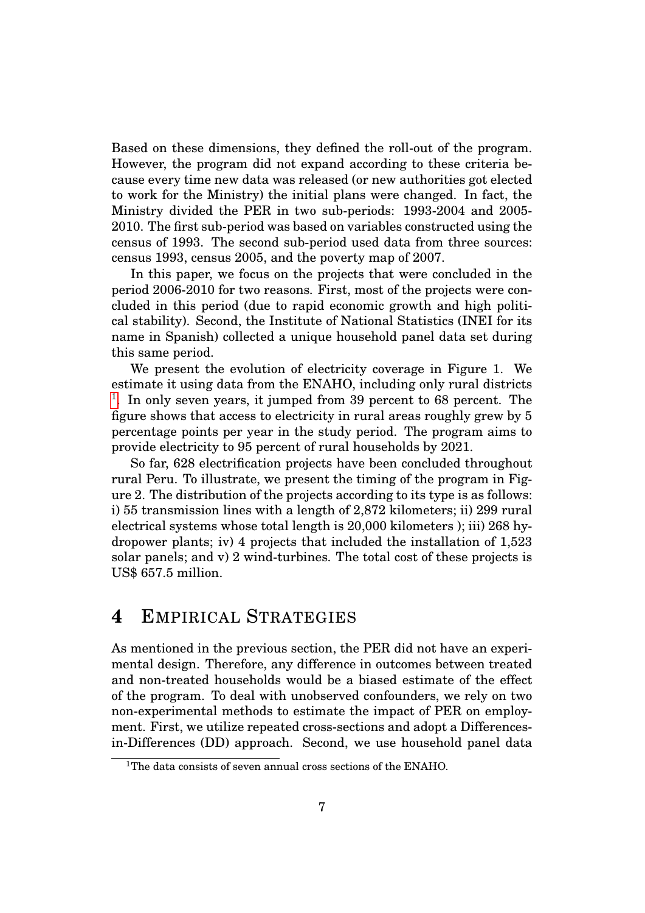Based on these dimensions, they defined the roll-out of the program. However, the program did not expand according to these criteria because every time new data was released (or new authorities got elected to work for the Ministry) the initial plans were changed. In fact, the Ministry divided the PER in two sub-periods: 1993-2004 and 2005-2010. The first sub-period was based on variables constructed using the census of 1993. The second sub-period used data from three sources: census 1993, census 2005, and the poverty map of 2007.

In this paper, we focus on the projects that were concluded in the period 2006-2010 for two reasons. First, most of the projects were concluded in this period (due to rapid economic growth and high political stability). Second, the Institute of National Statistics (INEI for its name in Spanish) collected a unique household panel data set during this same period.

We present the evolution of electricity coverage in Figure 1. We estimate it using data from the ENAHO, including only rural districts [1]. In only seven years, it jumped from 39 percent to 68 percent. The figure shows that access to electricity in rural areas roughly grew by 5 percentage points per year in the study period. The program aims to provide electricity to 95 percent of rural households by 2021.

So far, 628 electrification projects have been concluded throughout rural Peru. To illustrate, we present the timing of the program in Figure 2. The distribution of the projects according to its type is as follows: i) 55 transmission lines with a length of 2,872 kilometers; ii) 299 rural electrical systems whose total length is 20,000 kilometers ); iii) 268 hydropower plants; iv) 4 projects that included the installation of 1,523 solar panels; and v) 2 wind-turbines. The total cost of these projects is US$ 657.5 million.

# 4 Empirical Strategies

As mentioned in the previous section, the PER did not have an experimental design. Therefore, any difference in outcomes between treated and non-treated households would be a biased estimate of the effect of the program. To deal with unobserved confounders, we rely on two non-experimental methods to estimate the impact of PER on employment. First, we utilize repeated cross-sections and adopt a Differences-in-Differences (DD) approach. Second, we use household panel data

[1] The data consists of seven annual cross sections of the ENAHO.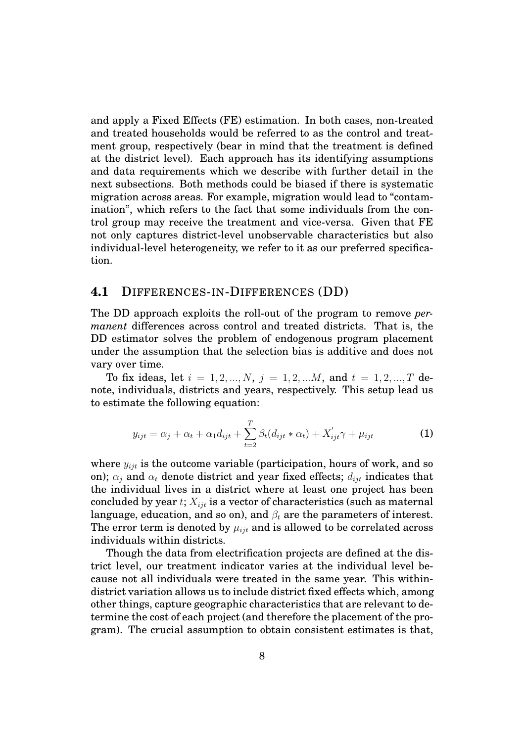and apply a Fixed Effects (FE) estimation. In both cases, non-treated and treated households would be referred to as the control and treatment group, respectively (bear in mind that the treatment is defined at the district level). Each approach has its identifying assumptions and data requirements which we describe with further detail in the next subsections. Both methods could be biased if there is systematic migration across areas. For example, migration would lead to "contamination", which refers to the fact that some individuals from the control group may receive the treatment and vice-versa. Given that FE not only captures district-level unobservable characteristics but also individual-level heterogeneity, we refer to it as our preferred specification.

## 4.1 DIFFERENCES-IN-DIFFERENCES (DD)

The DD approach exploits the roll-out of the program to remove *permanent* differences across control and treated districts. That is, the DD estimator solves the problem of endogenous program placement under the assumption that the selection bias is additive and does not vary over time.

To fix ideas, let $i = 1, 2, ..., N$, $j = 1, 2, ...M$, and $t = 1, 2, ..., T$ denote, individuals, districts and years, respectively. This setup lead us to estimate the following equation:

$$y_{ijt} = \alpha_j + \alpha_t + \alpha_1 d_{ijt} + \sum_{t=2}^{T} \beta_t (d_{ijt} * \alpha_t) + X_{ijt}^{'} \gamma + \mu_{ijt} \tag{1}$$

where $y_{ijt}$ is the outcome variable (participation, hours of work, and so on); $\alpha_j$ and $\alpha_t$ denote district and year fixed effects; $d_{ijt}$ indicates that the individual lives in a district where at least one project has been concluded by year $t$; $X_{ijt}$ is a vector of characteristics (such as maternal language, education, and so on), and $\beta_t$ are the parameters of interest. The error term is denoted by $\mu_{ijt}$ and is allowed to be correlated across individuals within districts.

Though the data from electrification projects are defined at the district level, our treatment indicator varies at the individual level because not all individuals were treated in the same year. This within-district variation allows us to include district fixed effects which, among other things, capture geographic characteristics that are relevant to determine the cost of each project (and therefore the placement of the program). The crucial assumption to obtain consistent estimates is that,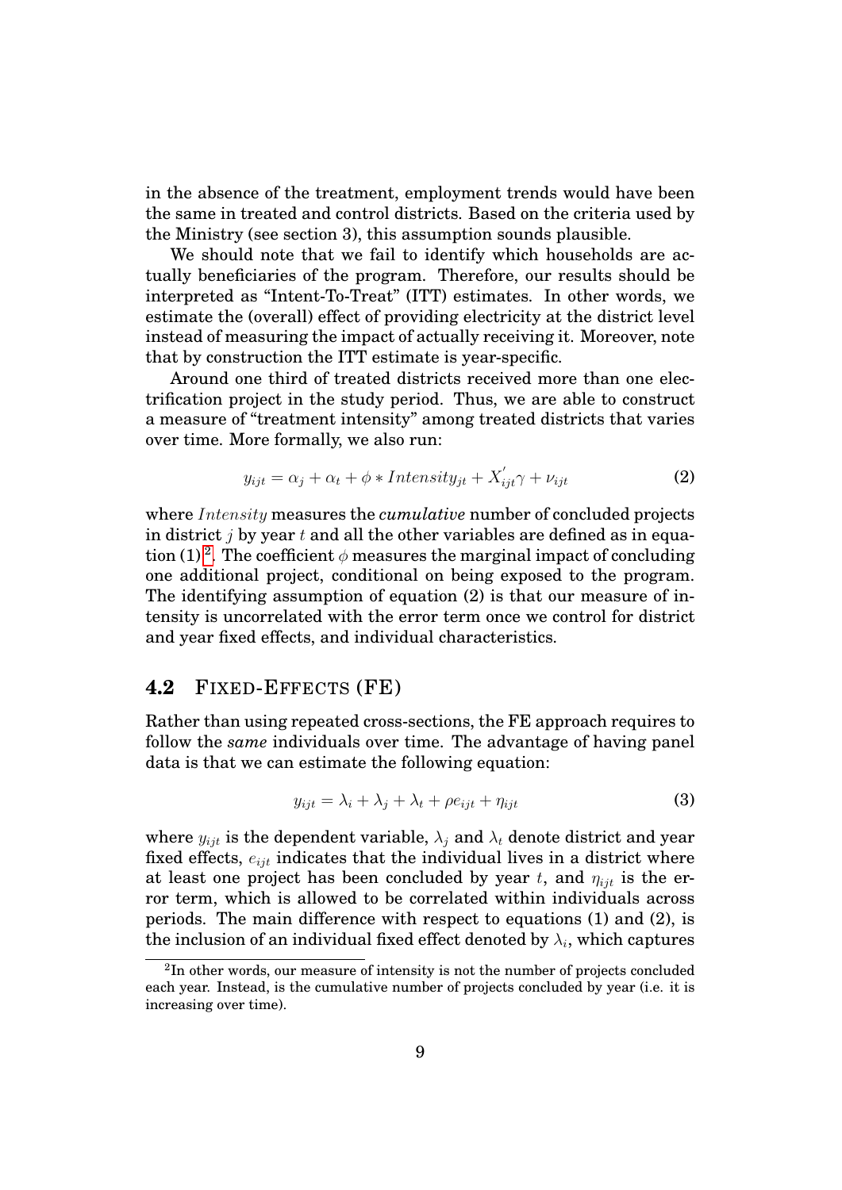in the absence of the treatment, employment trends would have been the same in treated and control districts. Based on the criteria used by the Ministry (see section 3), this assumption sounds plausible.

We should note that we fail to identify which households are actually beneficiaries of the program. Therefore, our results should be interpreted as "Intent-To-Treat" (ITT) estimates. In other words, we estimate the (overall) effect of providing electricity at the district level instead of measuring the impact of actually receiving it. Moreover, note that by construction the ITT estimate is year-specific.

Around one third of treated districts received more than one electrification project in the study period. Thus, we are able to construct a measure of "treatment intensity" among treated districts that varies over time. More formally, we also run:

$$y_{ijt} = \alpha_j + \alpha_t + \phi * Intensity_{jt} + X'_{ijt}\gamma + \nu_{ijt} \tag{2}$$

where $Intensity$ measures the *cumulative* number of concluded projects in district $j$ by year $t$ and all the other variables are defined as in equation (1)[2]. The coefficient $\phi$ measures the marginal impact of concluding one additional project, conditional on being exposed to the program. The identifying assumption of equation (2) is that our measure of intensity is uncorrelated with the error term once we control for district and year fixed effects, and individual characteristics.

## 4.2 Fixed-Effects (FE)

Rather than using repeated cross-sections, the FE approach requires to follow the *same* individuals over time. The advantage of having panel data is that we can estimate the following equation:

$$y_{ijt} = \lambda_i + \lambda_j + \lambda_t + \rho e_{ijt} + \eta_{ijt} \tag{3}$$

where $y_{ijt}$ is the dependent variable, $\lambda_j$ and $\lambda_t$ denote district and year fixed effects, $e_{ijt}$ indicates that the individual lives in a district where at least one project has been concluded by year $t$, and $\eta_{ijt}$ is the error term, which is allowed to be correlated within individuals across periods. The main difference with respect to equations (1) and (2), is the inclusion of an individual fixed effect denoted by $\lambda_i$, which captures

[2] In other words, our measure of intensity is not the number of projects concluded each year. Instead, is the cumulative number of projects concluded by year (i.e. it is increasing over time).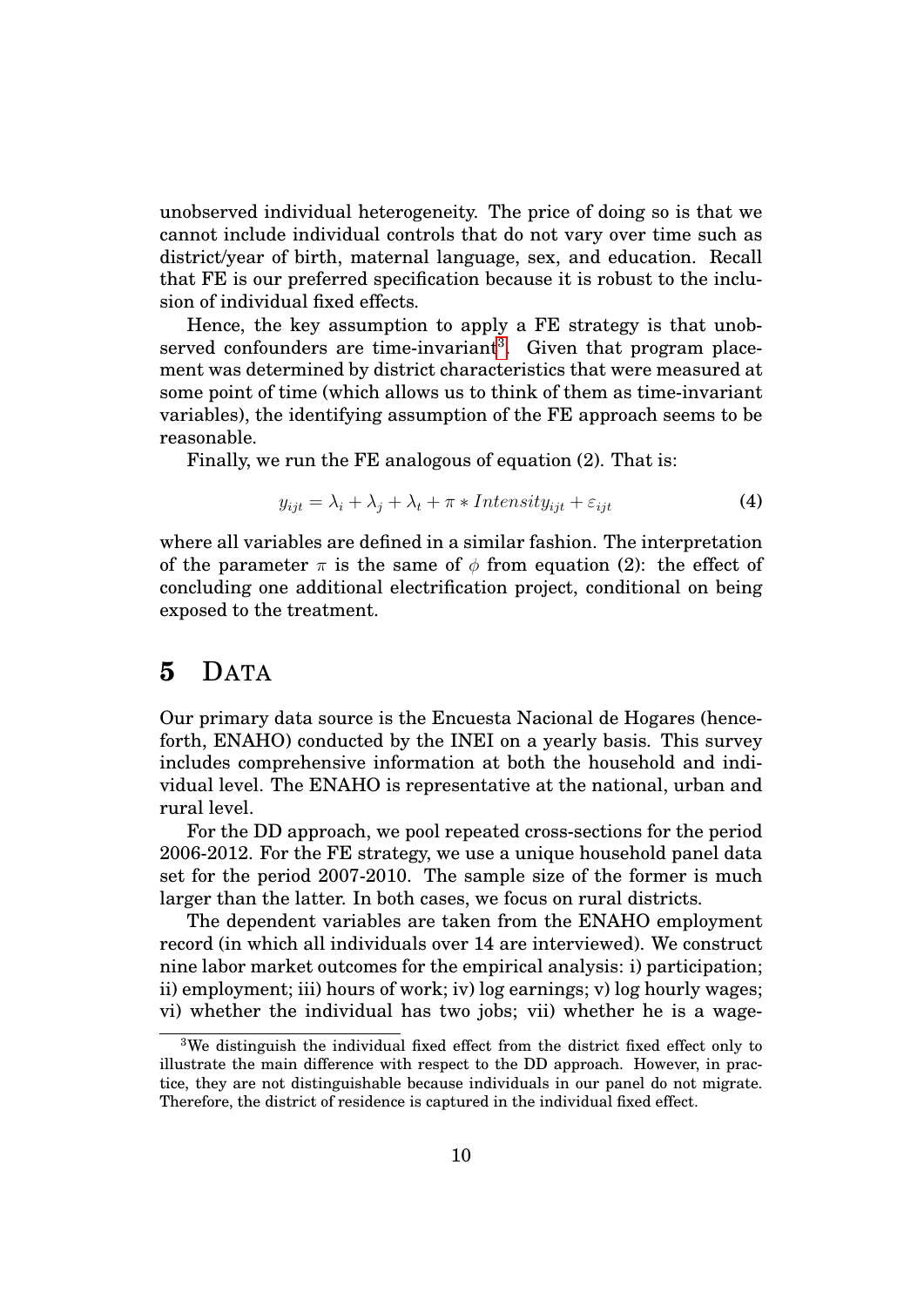unobserved individual heterogeneity. The price of doing so is that we cannot include individual controls that do not vary over time such as district/year of birth, maternal language, sex, and education. Recall that FE is our preferred specification because it is robust to the inclusion of individual fixed effects.

Hence, the key assumption to apply a FE strategy is that unobserved confounders are time-invariant[3]. Given that program placement was determined by district characteristics that were measured at some point of time (which allows us to think of them as time-invariant variables), the identifying assumption of the FE approach seems to be reasonable.

Finally, we run the FE analogous of equation (2). That is:

$$y_{ijt} = \lambda_i + \lambda_j + \lambda_t + \pi * Intensity_{ijt} + \varepsilon_{ijt} \tag{4}$$

where all variables are defined in a similar fashion. The interpretation of the parameter $\pi$ is the same of $\phi$ from equation (2): the effect of concluding one additional electrification project, conditional on being exposed to the treatment.

# 5 Data

Our primary data source is the Encuesta Nacional de Hogares (henceforth, ENAHO) conducted by the INEI on a yearly basis. This survey includes comprehensive information at both the household and individual level. The ENAHO is representative at the national, urban and rural level.

For the DD approach, we pool repeated cross-sections for the period 2006-2012. For the FE strategy, we use a unique household panel data set for the period 2007-2010. The sample size of the former is much larger than the latter. In both cases, we focus on rural districts.

The dependent variables are taken from the ENAHO employment record (in which all individuals over 14 are interviewed). We construct nine labor market outcomes for the empirical analysis: i) participation; ii) employment; iii) hours of work; iv) log earnings; v) log hourly wages; vi) whether the individual has two jobs; vii) whether he is a wage-

[3] We distinguish the individual fixed effect from the district fixed effect only to illustrate the main difference with respect to the DD approach. However, in practice, they are not distinguishable because individuals in our panel do not migrate. Therefore, the district of residence is captured in the individual fixed effect.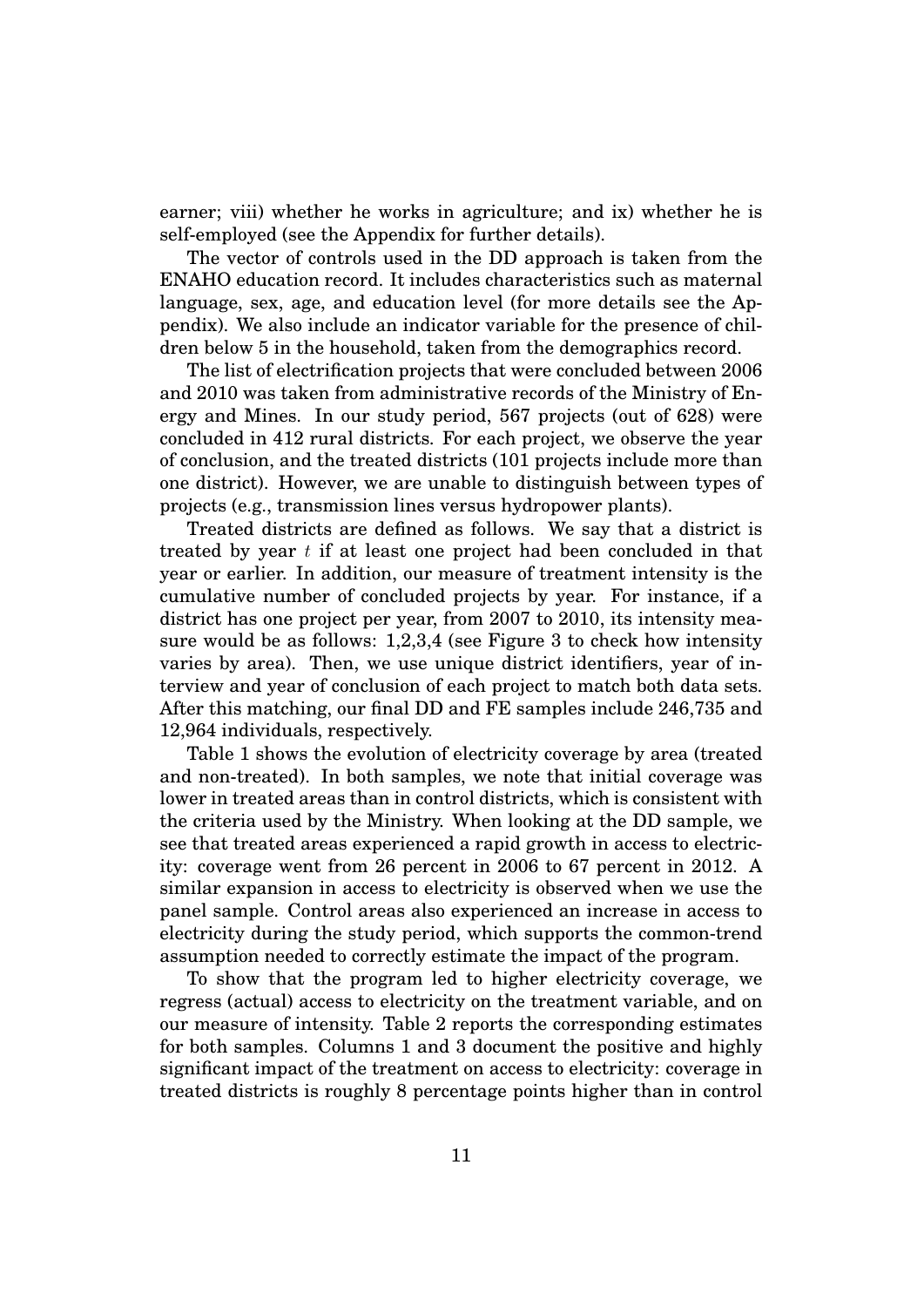earner; viii) whether he works in agriculture; and ix) whether he is self-employed (see the Appendix for further details).

The vector of controls used in the DD approach is taken from the ENAHO education record. It includes characteristics such as maternal language, sex, age, and education level (for more details see the Appendix). We also include an indicator variable for the presence of children below 5 in the household, taken from the demographics record.

The list of electrification projects that were concluded between 2006 and 2010 was taken from administrative records of the Ministry of Energy and Mines. In our study period, 567 projects (out of 628) were concluded in 412 rural districts. For each project, we observe the year of conclusion, and the treated districts (101 projects include more than one district). However, we are unable to distinguish between types of projects (e.g., transmission lines versus hydropower plants).

Treated districts are defined as follows. We say that a district is treated by year $t$ if at least one project had been concluded in that year or earlier. In addition, our measure of treatment intensity is the cumulative number of concluded projects by year. For instance, if a district has one project per year, from 2007 to 2010, its intensity measure would be as follows: 1,2,3,4 (see Figure 3 to check how intensity varies by area). Then, we use unique district identifiers, year of interview and year of conclusion of each project to match both data sets. After this matching, our final DD and FE samples include 246,735 and 12,964 individuals, respectively.

Table 1 shows the evolution of electricity coverage by area (treated and non-treated). In both samples, we note that initial coverage was lower in treated areas than in control districts, which is consistent with the criteria used by the Ministry. When looking at the DD sample, we see that treated areas experienced a rapid growth in access to electricity: coverage went from 26 percent in 2006 to 67 percent in 2012. A similar expansion in access to electricity is observed when we use the panel sample. Control areas also experienced an increase in access to electricity during the study period, which supports the common-trend assumption needed to correctly estimate the impact of the program.

To show that the program led to higher electricity coverage, we regress (actual) access to electricity on the treatment variable, and on our measure of intensity. Table 2 reports the corresponding estimates for both samples. Columns 1 and 3 document the positive and highly significant impact of the treatment on access to electricity: coverage in treated districts is roughly 8 percentage points higher than in control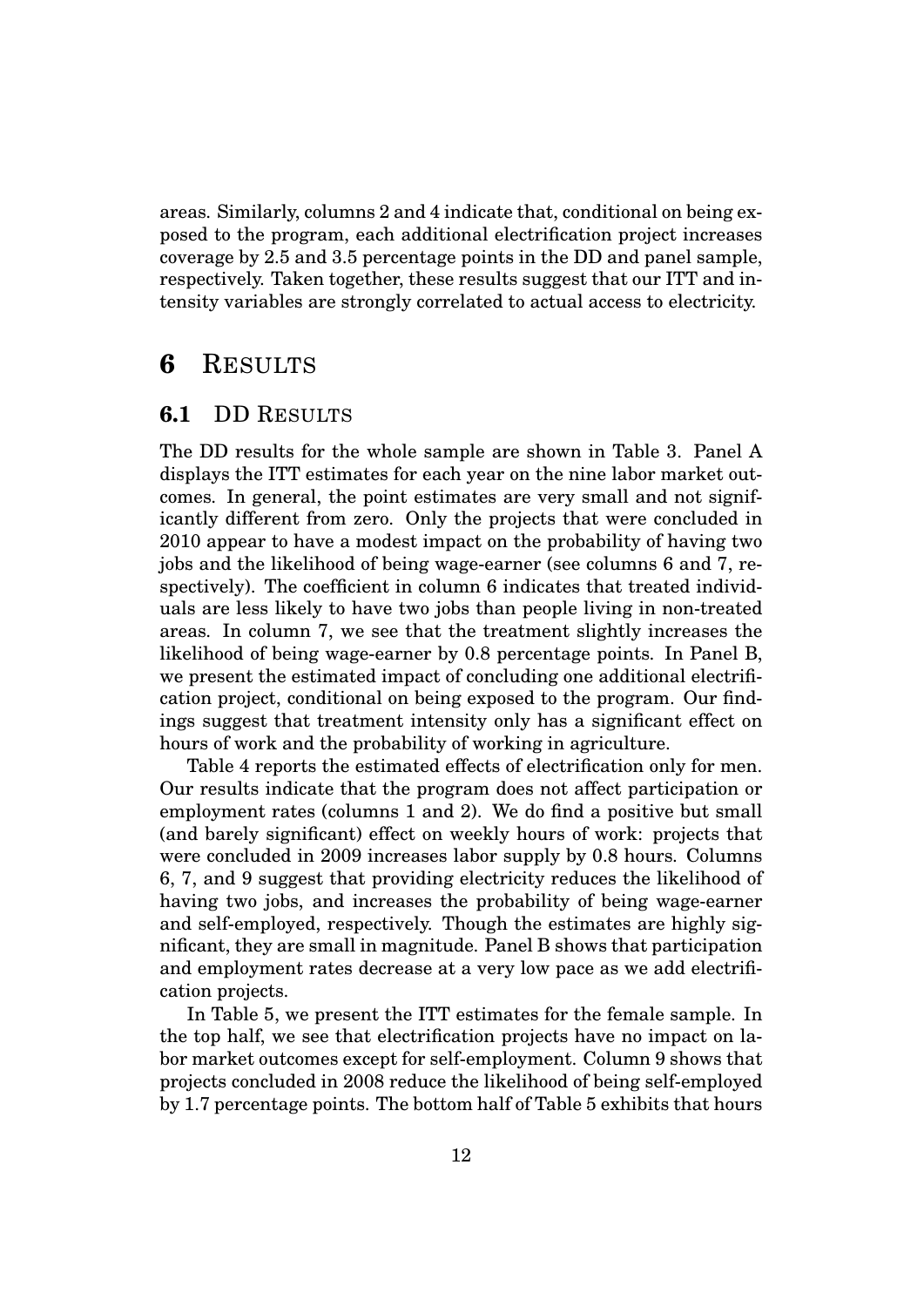areas. Similarly, columns 2 and 4 indicate that, conditional on being exposed to the program, each additional electrification project increases coverage by 2.5 and 3.5 percentage points in the DD and panel sample, respectively. Taken together, these results suggest that our ITT and intensity variables are strongly correlated to actual access to electricity.

# 6 RESULTS

## 6.1 DD RESULTS

The DD results for the whole sample are shown in Table 3. Panel A displays the ITT estimates for each year on the nine labor market outcomes. In general, the point estimates are very small and not significantly different from zero. Only the projects that were concluded in 2010 appear to have a modest impact on the probability of having two jobs and the likelihood of being wage-earner (see columns 6 and 7, respectively). The coefficient in column 6 indicates that treated individuals are less likely to have two jobs than people living in non-treated areas. In column 7, we see that the treatment slightly increases the likelihood of being wage-earner by 0.8 percentage points. In Panel B, we present the estimated impact of concluding one additional electrification project, conditional on being exposed to the program. Our findings suggest that treatment intensity only has a significant effect on hours of work and the probability of working in agriculture.

Table 4 reports the estimated effects of electrification only for men. Our results indicate that the program does not affect participation or employment rates (columns 1 and 2). We do find a positive but small (and barely significant) effect on weekly hours of work: projects that were concluded in 2009 increases labor supply by 0.8 hours. Columns 6, 7, and 9 suggest that providing electricity reduces the likelihood of having two jobs, and increases the probability of being wage-earner and self-employed, respectively. Though the estimates are highly significant, they are small in magnitude. Panel B shows that participation and employment rates decrease at a very low pace as we add electrification projects.

In Table 5, we present the ITT estimates for the female sample. In the top half, we see that electrification projects have no impact on labor market outcomes except for self-employment. Column 9 shows that projects concluded in 2008 reduce the likelihood of being self-employed by 1.7 percentage points. The bottom half of Table 5 exhibits that hours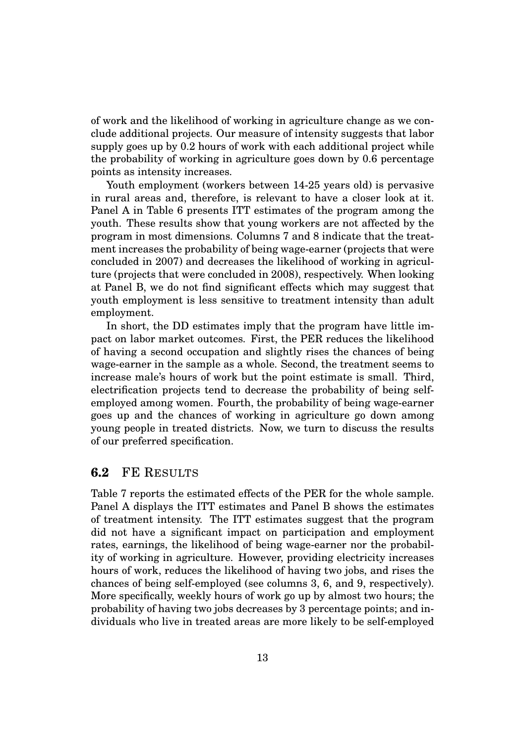of work and the likelihood of working in agriculture change as we conclude additional projects. Our measure of intensity suggests that labor supply goes up by 0.2 hours of work with each additional project while the probability of working in agriculture goes down by 0.6 percentage points as intensity increases.

Youth employment (workers between 14-25 years old) is pervasive in rural areas and, therefore, is relevant to have a closer look at it. Panel A in Table 6 presents ITT estimates of the program among the youth. These results show that young workers are not affected by the program in most dimensions. Columns 7 and 8 indicate that the treatment increases the probability of being wage-earner (projects that were concluded in 2007) and decreases the likelihood of working in agriculture (projects that were concluded in 2008), respectively. When looking at Panel B, we do not find significant effects which may suggest that youth employment is less sensitive to treatment intensity than adult employment.

In short, the DD estimates imply that the program have little impact on labor market outcomes. First, the PER reduces the likelihood of having a second occupation and slightly rises the chances of being wage-earner in the sample as a whole. Second, the treatment seems to increase male's hours of work but the point estimate is small. Third, electrification projects tend to decrease the probability of being self-employed among women. Fourth, the probability of being wage-earner goes up and the chances of working in agriculture go down among young people in treated districts. Now, we turn to discuss the results of our preferred specification.

## 6.2 FE Results

Table 7 reports the estimated effects of the PER for the whole sample. Panel A displays the ITT estimates and Panel B shows the estimates of treatment intensity. The ITT estimates suggest that the program did not have a significant impact on participation and employment rates, earnings, the likelihood of being wage-earner nor the probability of working in agriculture. However, providing electricity increases hours of work, reduces the likelihood of having two jobs, and rises the chances of being self-employed (see columns 3, 6, and 9, respectively). More specifically, weekly hours of work go up by almost two hours; the probability of having two jobs decreases by 3 percentage points; and individuals who live in treated areas are more likely to be self-employed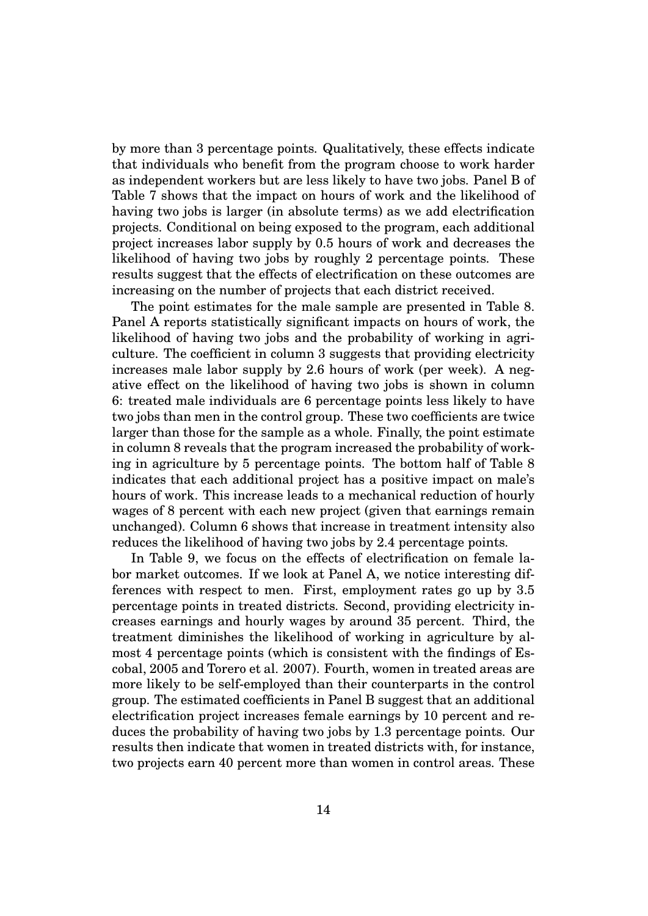by more than 3 percentage points. Qualitatively, these effects indicate that individuals who benefit from the program choose to work harder as independent workers but are less likely to have two jobs. Panel B of Table 7 shows that the impact on hours of work and the likelihood of having two jobs is larger (in absolute terms) as we add electrification projects. Conditional on being exposed to the program, each additional project increases labor supply by 0.5 hours of work and decreases the likelihood of having two jobs by roughly 2 percentage points. These results suggest that the effects of electrification on these outcomes are increasing on the number of projects that each district received.

The point estimates for the male sample are presented in Table 8. Panel A reports statistically significant impacts on hours of work, the likelihood of having two jobs and the probability of working in agriculture. The coefficient in column 3 suggests that providing electricity increases male labor supply by 2.6 hours of work (per week). A negative effect on the likelihood of having two jobs is shown in column 6: treated male individuals are 6 percentage points less likely to have two jobs than men in the control group. These two coefficients are twice larger than those for the sample as a whole. Finally, the point estimate in column 8 reveals that the program increased the probability of working in agriculture by 5 percentage points. The bottom half of Table 8 indicates that each additional project has a positive impact on male's hours of work. This increase leads to a mechanical reduction of hourly wages of 8 percent with each new project (given that earnings remain unchanged). Column 6 shows that increase in treatment intensity also reduces the likelihood of having two jobs by 2.4 percentage points.

In Table 9, we focus on the effects of electrification on female labor market outcomes. If we look at Panel A, we notice interesting differences with respect to men. First, employment rates go up by 3.5 percentage points in treated districts. Second, providing electricity increases earnings and hourly wages by around 35 percent. Third, the treatment diminishes the likelihood of working in agriculture by almost 4 percentage points (which is consistent with the findings of Escobal, 2005 and Torero et al. 2007). Fourth, women in treated areas are more likely to be self-employed than their counterparts in the control group. The estimated coefficients in Panel B suggest that an additional electrification project increases female earnings by 10 percent and reduces the probability of having two jobs by 1.3 percentage points. Our results then indicate that women in treated districts with, for instance, two projects earn 40 percent more than women in control areas. These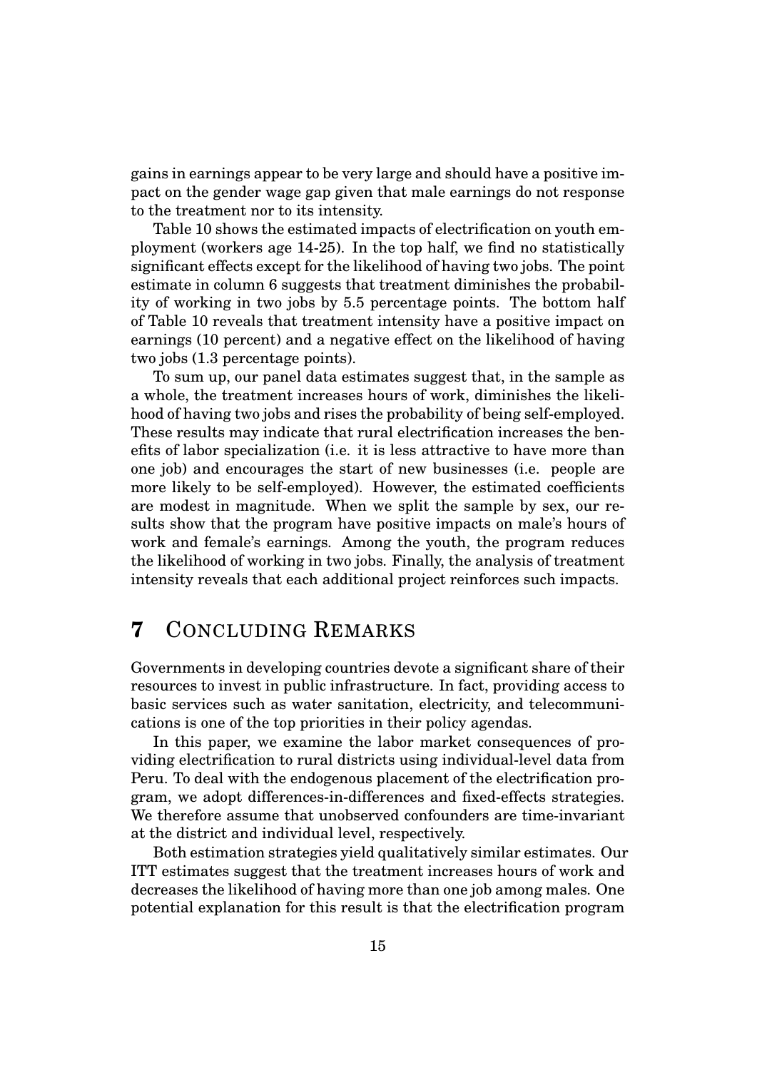gains in earnings appear to be very large and should have a positive impact on the gender wage gap given that male earnings do not response to the treatment nor to its intensity.

Table 10 shows the estimated impacts of electrification on youth employment (workers age 14-25). In the top half, we find no statistically significant effects except for the likelihood of having two jobs. The point estimate in column 6 suggests that treatment diminishes the probability of working in two jobs by 5.5 percentage points. The bottom half of Table 10 reveals that treatment intensity have a positive impact on earnings (10 percent) and a negative effect on the likelihood of having two jobs (1.3 percentage points).

To sum up, our panel data estimates suggest that, in the sample as a whole, the treatment increases hours of work, diminishes the likelihood of having two jobs and rises the probability of being self-employed. These results may indicate that rural electrification increases the benefits of labor specialization (i.e. it is less attractive to have more than one job) and encourages the start of new businesses (i.e. people are more likely to be self-employed). However, the estimated coefficients are modest in magnitude. When we split the sample by sex, our results show that the program have positive impacts on male's hours of work and female's earnings. Among the youth, the program reduces the likelihood of working in two jobs. Finally, the analysis of treatment intensity reveals that each additional project reinforces such impacts.

# 7 Concluding Remarks

Governments in developing countries devote a significant share of their resources to invest in public infrastructure. In fact, providing access to basic services such as water sanitation, electricity, and telecommunications is one of the top priorities in their policy agendas.

In this paper, we examine the labor market consequences of providing electrification to rural districts using individual-level data from Peru. To deal with the endogenous placement of the electrification program, we adopt differences-in-differences and fixed-effects strategies. We therefore assume that unobserved confounders are time-invariant at the district and individual level, respectively.

Both estimation strategies yield qualitatively similar estimates. Our ITT estimates suggest that the treatment increases hours of work and decreases the likelihood of having more than one job among males. One potential explanation for this result is that the electrification program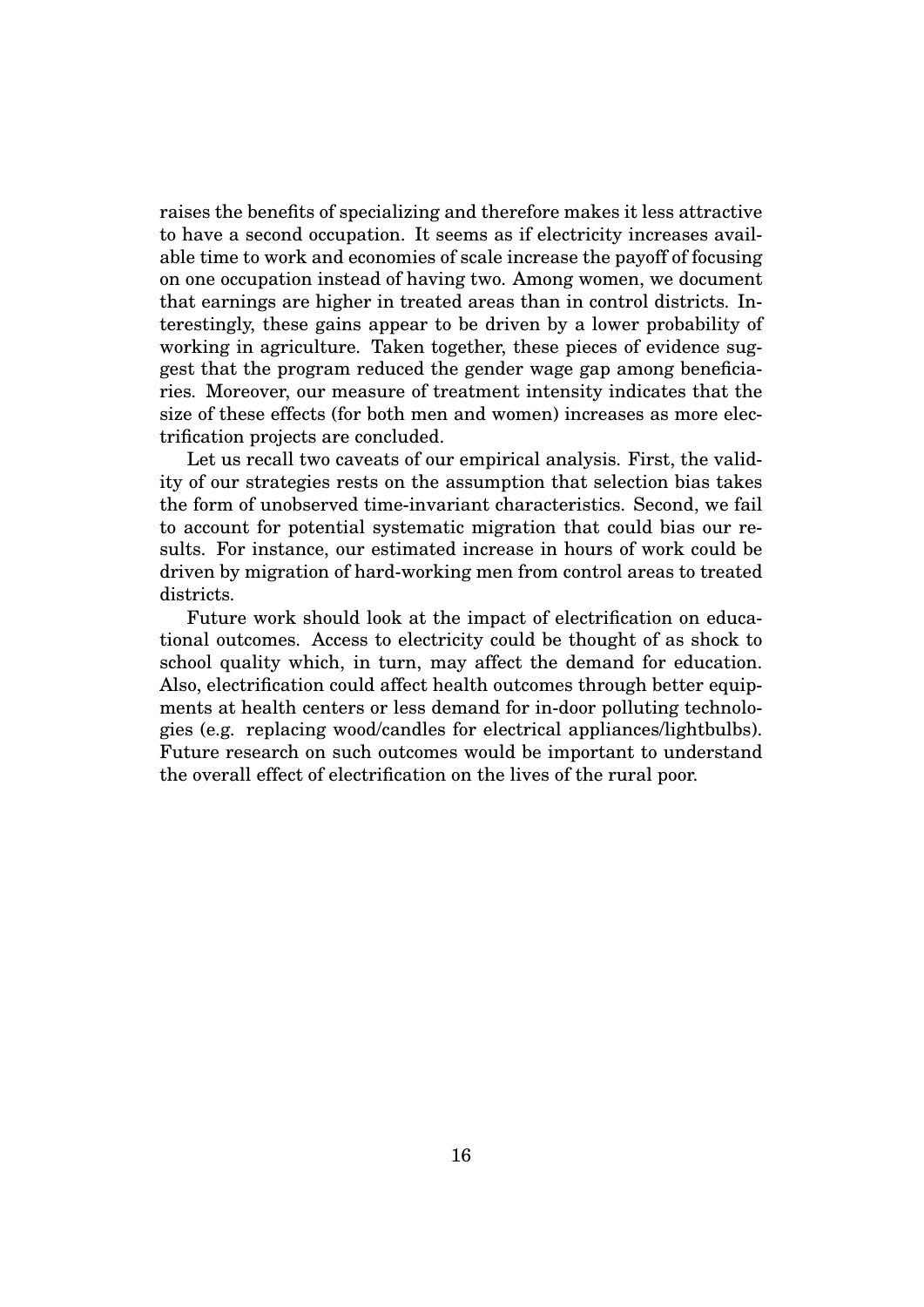raises the benefits of specializing and therefore makes it less attractive to have a second occupation. It seems as if electricity increases available time to work and economies of scale increase the payoff of focusing on one occupation instead of having two. Among women, we document that earnings are higher in treated areas than in control districts. Interestingly, these gains appear to be driven by a lower probability of working in agriculture. Taken together, these pieces of evidence suggest that the program reduced the gender wage gap among beneficiaries. Moreover, our measure of treatment intensity indicates that the size of these effects (for both men and women) increases as more electrification projects are concluded.

Let us recall two caveats of our empirical analysis. First, the validity of our strategies rests on the assumption that selection bias takes the form of unobserved time-invariant characteristics. Second, we fail to account for potential systematic migration that could bias our results. For instance, our estimated increase in hours of work could be driven by migration of hard-working men from control areas to treated districts.

Future work should look at the impact of electrification on educational outcomes. Access to electricity could be thought of as shock to school quality which, in turn, may affect the demand for education. Also, electrification could affect health outcomes through better equipments at health centers or less demand for in-door polluting technologies (e.g. replacing wood/candles for electrical appliances/lightbulbs). Future research on such outcomes would be important to understand the overall effect of electrification on the lives of the rural poor.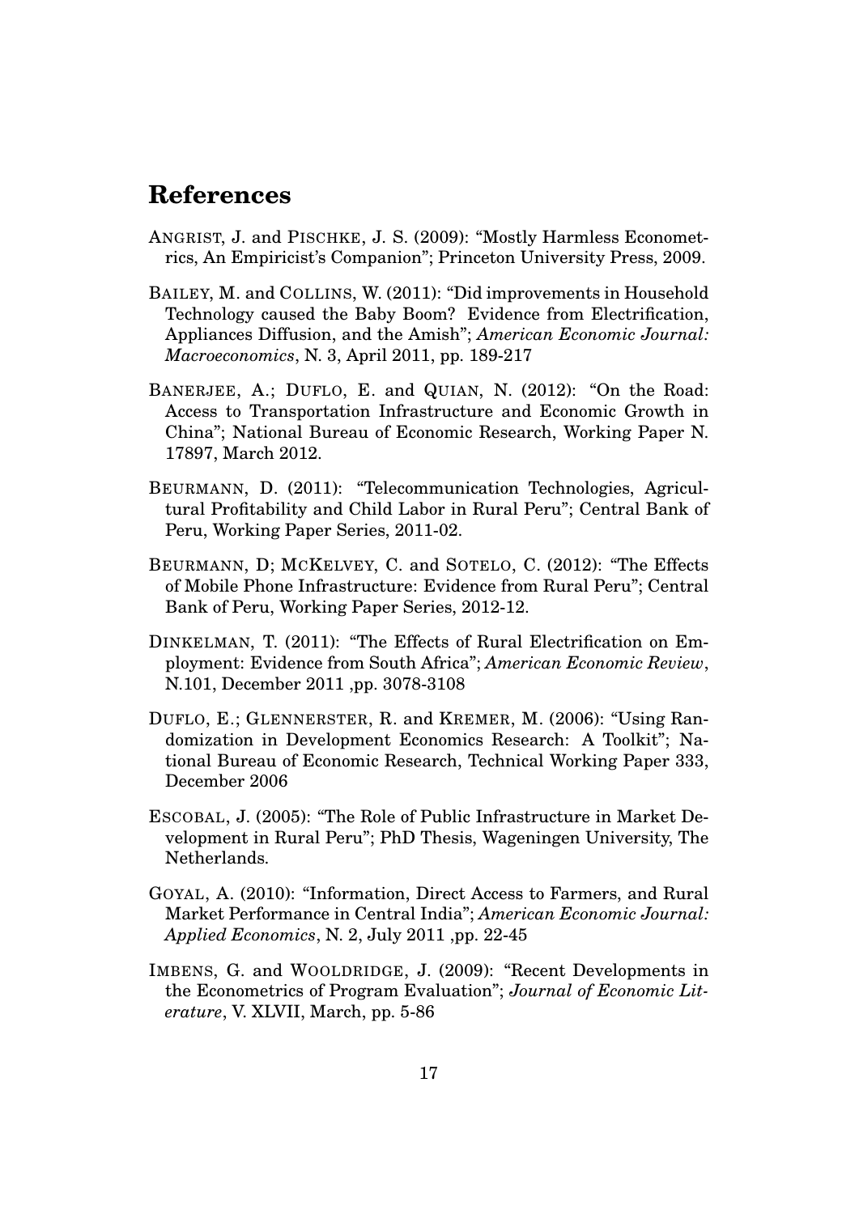## References

ANGRIST, J. and PISCHKE, J. S. (2009): "Mostly Harmless Econometrics, An Empiricist's Companion"; Princeton University Press, 2009.

BAILEY, M. and COLLINS, W. (2011): "Did improvements in Household Technology caused the Baby Boom? Evidence from Electrification, Appliances Diffusion, and the Amish"; *American Economic Journal: Macroeconomics*, N. 3, April 2011, pp. 189-217

BANERJEE, A.; DUFLO, E. and QUIAN, N. (2012): "On the Road: Access to Transportation Infrastructure and Economic Growth in China"; National Bureau of Economic Research, Working Paper N. 17897, March 2012.

BEURMANN, D. (2011): "Telecommunication Technologies, Agricultural Profitability and Child Labor in Rural Peru"; Central Bank of Peru, Working Paper Series, 2011-02.

BEURMANN, D; MCKELVEY, C. and SOTELO, C. (2012): "The Effects of Mobile Phone Infrastructure: Evidence from Rural Peru"; Central Bank of Peru, Working Paper Series, 2012-12.

DINKELMAN, T. (2011): "The Effects of Rural Electrification on Employment: Evidence from South Africa"; *American Economic Review*, N.101, December 2011 ,pp. 3078-3108

DUFLO, E.; GLENNERSTER, R. and KREMER, M. (2006): "Using Randomization in Development Economics Research: A Toolkit"; National Bureau of Economic Research, Technical Working Paper 333, December 2006

ESCOBAL, J. (2005): "The Role of Public Infrastructure in Market Development in Rural Peru"; PhD Thesis, Wageningen University, The Netherlands.

GOYAL, A. (2010): "Information, Direct Access to Farmers, and Rural Market Performance in Central India"; *American Economic Journal: Applied Economics*, N. 2, July 2011 ,pp. 22-45

IMBENS, G. and WOOLDRIDGE, J. (2009): "Recent Developments in the Econometrics of Program Evaluation"; *Journal of Economic Literature*, V. XLVII, March, pp. 5-86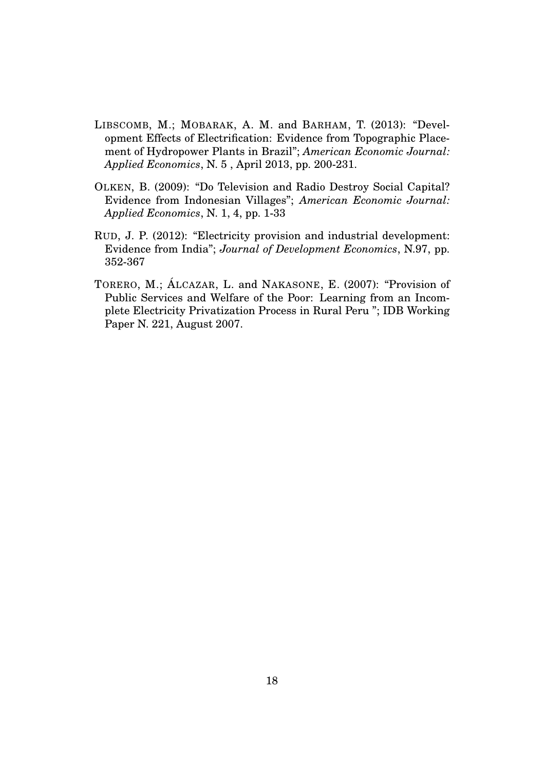LIBSCOMB, M.; MOBARAK, A. M. and BARHAM, T. (2013): "Development Effects of Electrification: Evidence from Topographic Placement of Hydropower Plants in Brazil"; *American Economic Journal: Applied Economics*, N. 5 , April 2013, pp. 200-231.

OLKEN, B. (2009): "Do Television and Radio Destroy Social Capital? Evidence from Indonesian Villages"; *American Economic Journal: Applied Economics*, N. 1, 4, pp. 1-33

RUD, J. P. (2012): "Electricity provision and industrial development: Evidence from India"; *Journal of Development Economics*, N.97, pp. 352-367

TORERO, M.; ÁLCAZAR, L. and NAKASONE, E. (2007): "Provision of Public Services and Welfare of the Poor: Learning from an Incomplete Electricity Privatization Process in Rural Peru "; IDB Working Paper N. 221, August 2007.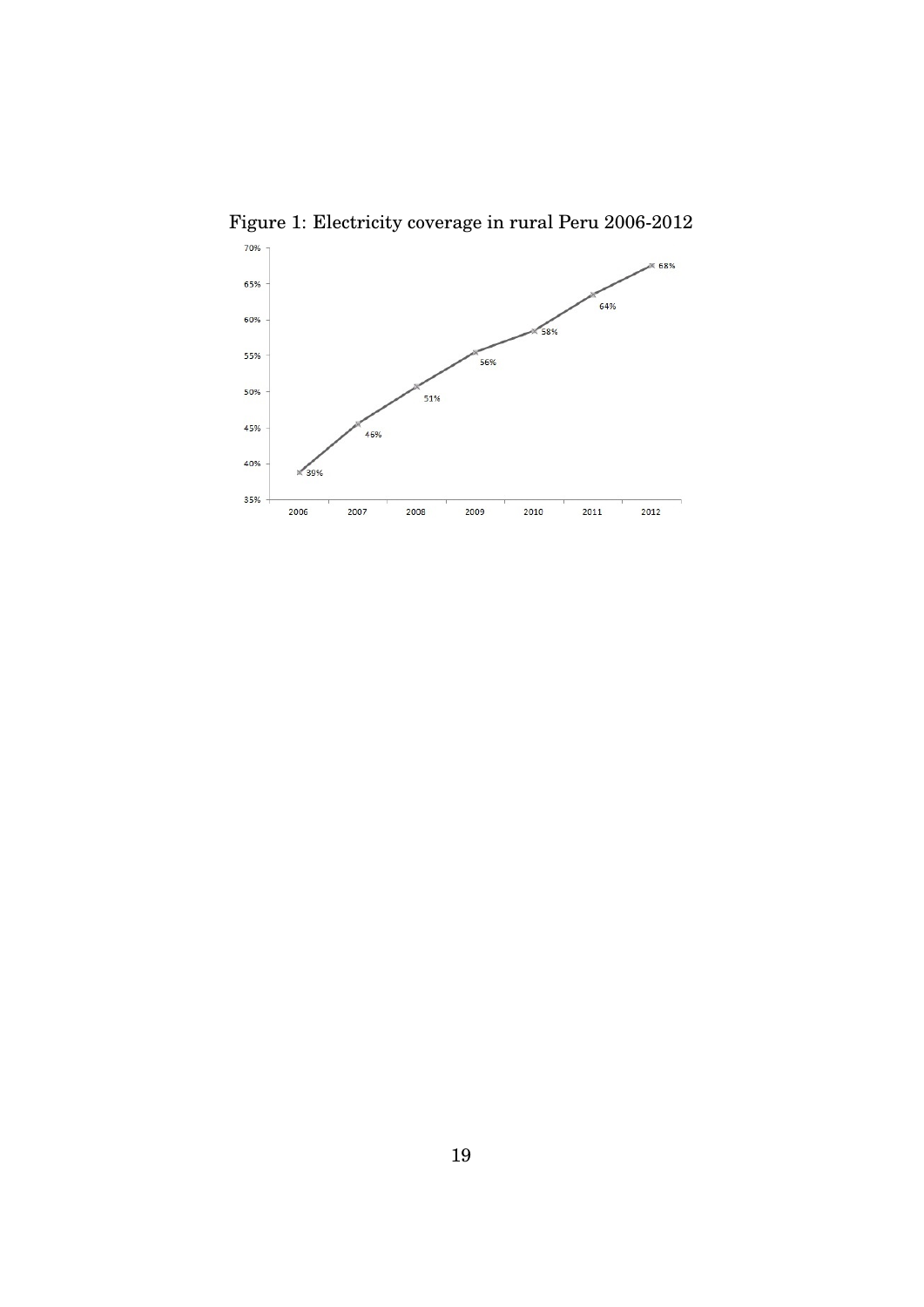Figure 1: Electricity coverage in rural Peru 2006-2012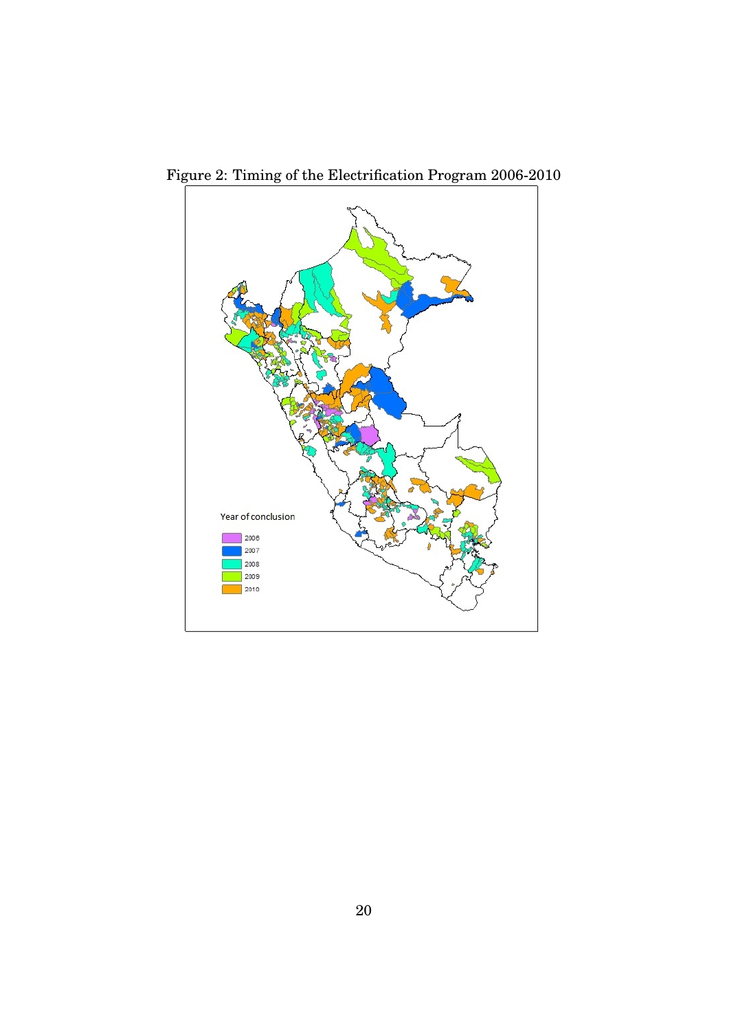Figure 2: Timing of the Electrification Program 2006-2010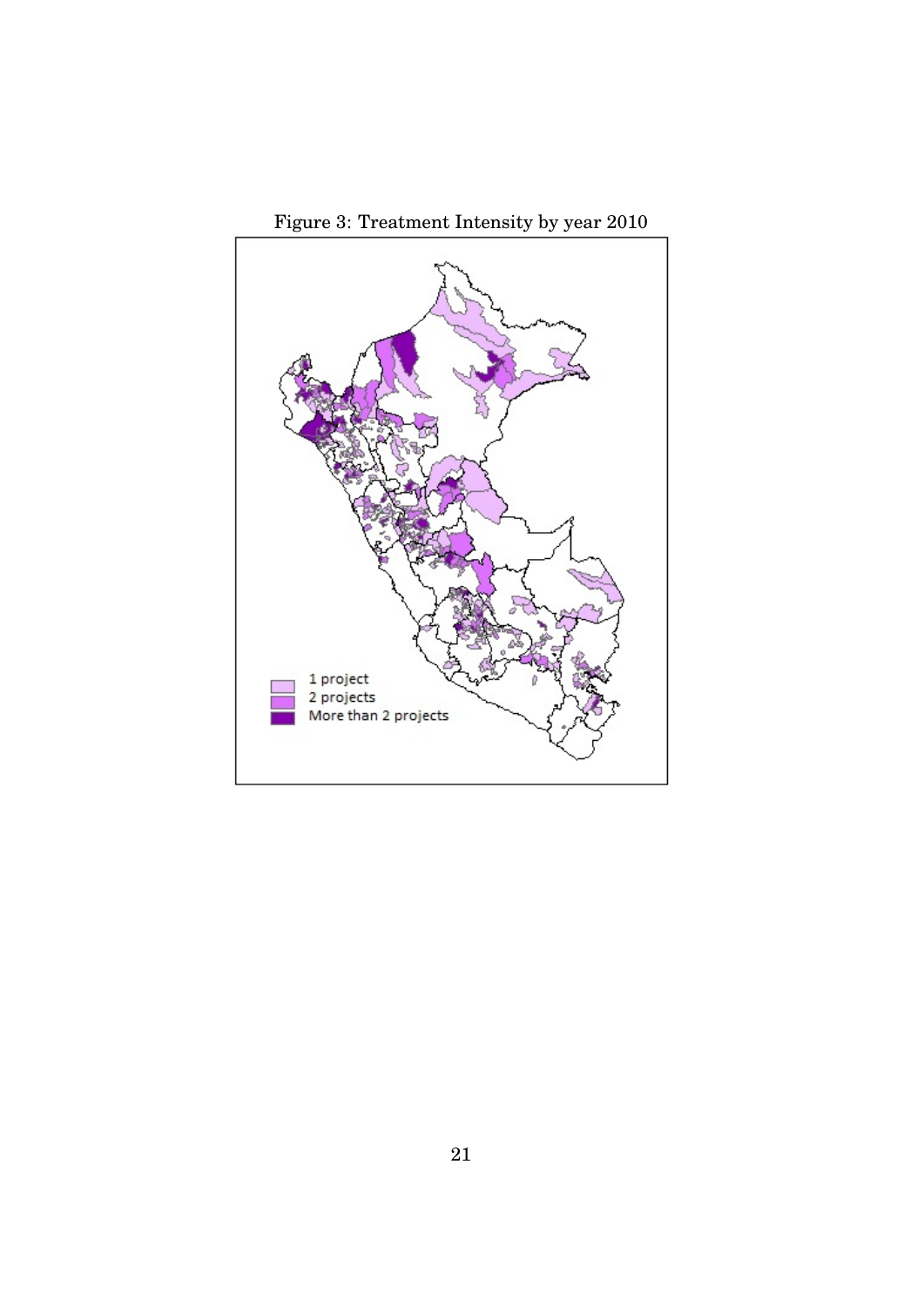Figure 3: Treatment Intensity by year 2010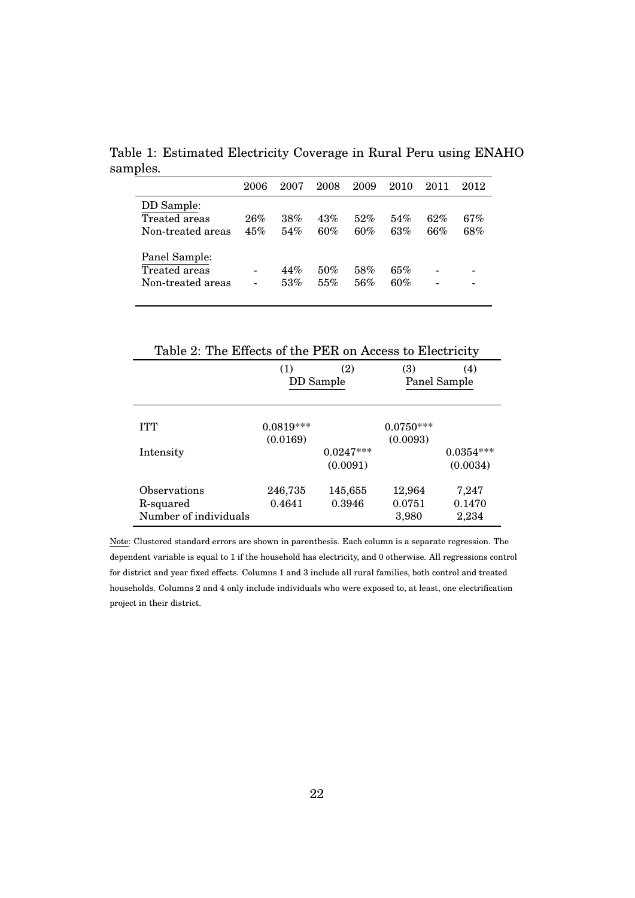Table 1: Estimated Electricity Coverage in Rural Peru using ENAHO samples.

| | 2006 | 2007 | 2008 | 2009 | 2010 | 2011 | 2012 |
|---|---|---|---|---|---|---|---|
| DD Sample: | | | | | | | |
| Treated areas | 26% | 38% | 43% | 52% | 54% | 62% | 67% |
| Non-treated areas | 45% | 54% | 60% | 60% | 63% | 66% | 68% |
| Panel Sample: | | | | | | | |
| Treated areas | - | 44% | 50% | 58% | 65% | - | - |
| Non-treated areas | - | 53% | 55% | 56% | 60% | - | - |

Table 2: The Effects of the PER on Access to Electricity

| | (1) | (2) | (3) | (4) |
|---|---|---|---|---|
| | DD Sample | | Panel Sample | |
| ITT | 0.0819*** | | 0.0750*** | |
| | (0.0169) | | (0.0093) | |
| Intensity | | 0.0247*** | | 0.0354*** |
| | | (0.0091) | | (0.0034) |
| Observations | 246,735 | 145,655 | 12,964 | 7,247 |
| R-squared | 0.4641 | 0.3946 | 0.0751 | 0.1470 |
| Number of individuals | | | 3,980 | 2,234 |

Note: Clustered standard errors are shown in parenthesis. Each column is a separate regression. The dependent variable is equal to 1 if the household has electricity, and 0 otherwise. All regressions control for district and year fixed effects. Columns 1 and 3 include all rural families, both control and treated households. Columns 2 and 4 only include individuals who were exposed to, at least, one electrification project in their district.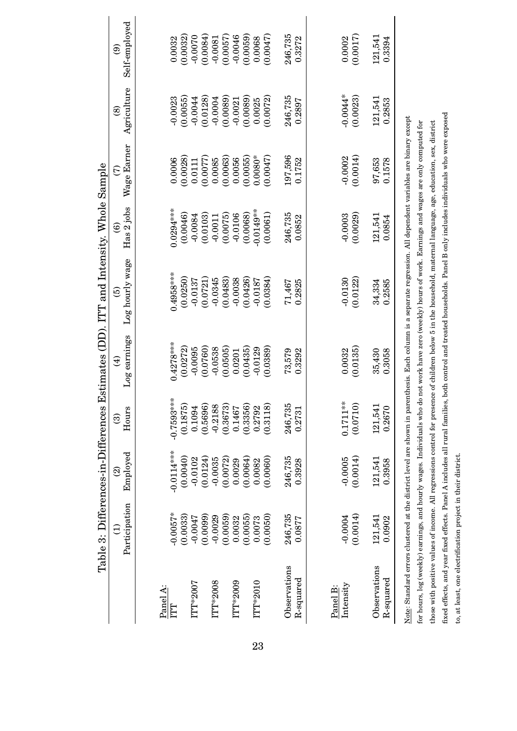Table 3: Differences-in-Differences Estimates (DD). ITT and Intensity. Whole Sample

| | (1) Participation | (2) Employed | (3) Hours | (4) Log earnings | (5) Log hourly wage | (6) Has 2 jobs | (7) Wage Earner | (8) Agriculture | (9) Self-employed |
|---|---|---|---|---|---|---|---|---|---|
| Panel A: | | | | | | | | | |
| ITT | -0.0057* | -0.0114*** | -0.7593*** | 0.4278*** | 0.4958*** | 0.0294*** | 0.0006 | -0.0023 | 0.0032 |
| | (0.0033) | (0.0040) | (0.1875) | (0.0272) | (0.0250) | (0.0046) | (0.0028) | (0.0055) | (0.0032) |
| ITT*2007 | -0.0047 | -0.0102 | 0.1094 | -0.0095 | -0.0137 | -0.0084 | 0.0111 | -0.0044 | -0.0070 |
| | (0.0099) | (0.0124) | (0.5696) | (0.0760) | (0.0721) | (0.0103) | (0.0077) | (0.0128) | (0.0084) |
| ITT*2008 | -0.0029 | -0.0035 | -0.2188 | -0.0538 | -0.0345 | -0.0011 | 0.0085 | -0.0004 | -0.0081 |
| | (0.0059) | (0.0072) | (0.3673) | (0.0505) | (0.0483) | (0.0075) | (0.0063) | (0.0089) | (0.0057) |
| ITT*2009 | 0.0032 | 0.0029 | 0.1467 | 0.0201 | -0.0038 | -0.0106 | 0.0056 | -0.0021 | -0.0046 |
| | (0.0055) | (0.0064) | (0.3356) | (0.0435) | (0.0426) | (0.0068) | (0.0055) | (0.0089) | (0.0059) |
| ITT*2010 | 0.0073 | 0.0082 | 0.2792 | -0.0129 | -0.0187 | -0.0149** | 0.0080* | 0.0025 | 0.0068 |
| | (0.0050) | (0.0060) | (0.3118) | (0.0389) | (0.0384) | (0.0061) | (0.0047) | (0.0072) | (0.0047) |
| Observations | 246,735 | 246,735 | 246,735 | 73,579 | 71,467 | 246,735 | 197,596 | 246,735 | 246,735 |
| R-squared | 0.0877 | 0.3928 | 0.2731 | 0.3292 | 0.2825 | 0.0852 | 0.1752 | 0.2897 | 0.3272 |
| Panel B: | | | | | | | | | |
| Intensity | -0.0004 | -0.0005 | 0.1711** | 0.0032 | -0.0130 | -0.0003 | -0.0002 | -0.0044* | 0.0002 |
| | (0.0014) | (0.0014) | (0.0710) | (0.0135) | (0.0122) | (0.0029) | (0.0014) | (0.0023) | (0.0017) |
| Observations | 121,541 | 121,541 | 121,541 | 35,430 | 34,334 | 121,541 | 97,653 | 121,541 | 121,541 |
| R-squared | 0.0902 | 0.3958 | 0.2670 | 0.3058 | 0.2585 | 0.0854 | 0.1578 | 0.2853 | 0.3394 |

Note: Standard errors clustered at the district level are shown in parenthesis. Each column is a separate regression. All dependent variables are binary except for hours, log (weekly) earnings, and hourly wages. Individuals who do not work have zero (weekly) hours of work. Earnings and wages are only computed for those with positive values of income. All regressions control for presence of children below 5 in the household, maternal language, age, education, sex, district fixed effects, and year fixed effects. Panel A includes all rural families, both control and treated households. Panel B only includes individuals who were exposed to, at least, one electrification project in their district.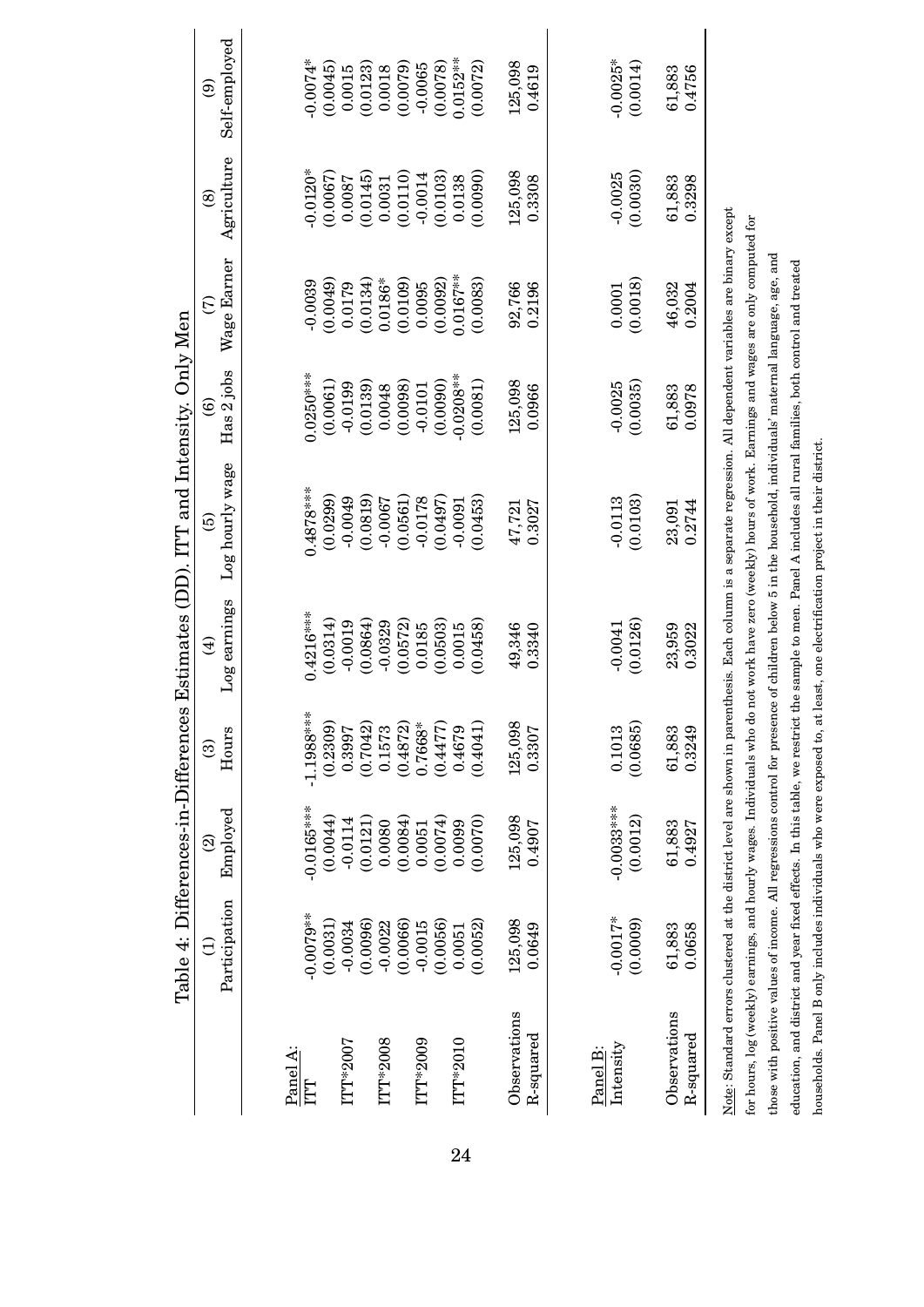Table 4: Differences-in-Differences Estimates (DD). ITT and Intensity. Only Men

| | (1) Participation | (2) Employed | (3) Hours | (4) Log earnings | (5) Log hourly wage | (6) Has 2 jobs | (7) Wage Earner | (8) Agriculture | (9) Self-employed |
|---|---|---|---|---|---|---|---|---|---|
| Panel A: | | | | | | | | | |
| ITT | -0.0079** | -0.0165*** | -1.1988*** | 0.4216*** | 0.4878*** | 0.0250*** | -0.0039 | -0.0120* | -0.0074* |
| | (0.0031) | (0.0044) | (0.2309) | (0.0314) | (0.0299) | (0.0061) | (0.0049) | (0.0067) | (0.0045) |
| ITT*2007 | -0.0034 | -0.0114 | 0.3997 | -0.0019 | -0.0049 | -0.0199 | 0.0179 | 0.0087 | 0.0015 |
| | (0.0096) | (0.0121) | (0.7042) | (0.0864) | (0.0819) | (0.0139) | (0.0134) | (0.0145) | (0.0123) |
| ITT*2008 | -0.0022 | 0.0080 | 0.1573 | -0.0329 | -0.0067 | 0.0048 | 0.0186* | 0.0031 | 0.0018 |
| | (0.0066) | (0.0084) | (0.4872) | (0.0572) | (0.0561) | (0.0098) | (0.0109) | (0.0110) | (0.0079) |
| ITT*2009 | -0.0015 | 0.0051 | 0.7668* | 0.0185 | -0.0178 | -0.0101 | 0.0095 | -0.0014 | -0.0065 |
| | (0.0056) | (0.0074) | (0.4477) | (0.0503) | (0.0497) | (0.0090) | (0.0092) | (0.0103) | (0.0078) |
| ITT*2010 | 0.0051 | 0.0099 | 0.4679 | 0.0015 | -0.0091 | -0.0208** | 0.0167** | 0.0138 | 0.0152** |
| | (0.0052) | (0.0070) | (0.4041) | (0.0458) | (0.0453) | (0.0081) | (0.0083) | (0.0090) | (0.0072) |
| Observations | 125,098 | 125,098 | 125,098 | 49,346 | 47,721 | 125,098 | 92,766 | 125,098 | 125,098 |
| R-squared | 0.0649 | 0.4907 | 0.3307 | 0.3340 | 0.3027 | 0.0966 | 0.2196 | 0.3308 | 0.4619 |
| Panel B: | | | | | | | | | |
| Intensity | -0.0017* | -0.0033*** | 0.1013 | -0.0041 | -0.0113 | -0.0025 | 0.0001 | -0.0025 | -0.0025* |
| | (0.0009) | (0.0012) | (0.0685) | (0.0126) | (0.0103) | (0.0035) | (0.0018) | (0.0030) | (0.0014) |
| Observations | 61,883 | 61,883 | 61,883 | 23,959 | 23,091 | 61,883 | 46,032 | 61,883 | 61,883 |
| R-squared | 0.0658 | 0.4927 | 0.3249 | 0.3022 | 0.2744 | 0.0978 | 0.2004 | 0.3298 | 0.4756 |

Note: Standard errors clustered at the district level are shown in parenthesis. Each column is a separate regression. All dependent variables are binary except for hours, log (weekly) earnings, and hourly wages. Individuals who do not work have zero (weekly) hours of work. Earnings and wages are only computed for those with positive values of income. All regressions control for presence of children below 5 in the household, individuals' maternal language, age, and education, and district and year fixed effects. In this table, we restrict the sample to men. Panel A includes all rural families, both control and treated households. Panel B only includes individuals who were exposed to, at least, one electrification project in their district.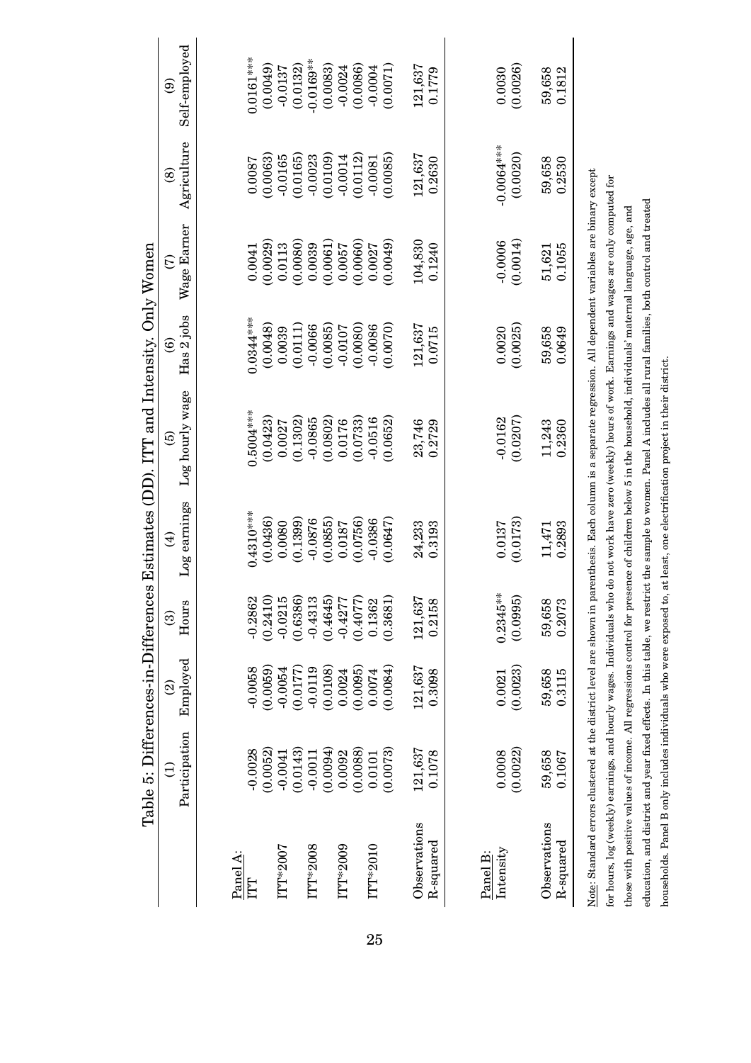Table 5: Differences-in-Differences Estimates (DD). ITT and Intensity. Only Women

| | (1) Participation | (2) Employed | (3) Hours | (4) Log earnings | (5) Log hourly wage | (6) Has 2 jobs | (7) Wage Earner | (8) Agriculture | (9) Self-employed |
|---|---|---|---|---|---|---|---|---|---|
| Panel A: | | | | | | | | | |
| ITT | -0.0028 | -0.0058 | -0.2862 | 0.4310*** | 0.5004*** | 0.0344*** | 0.0041 | 0.0087 | 0.0161*** |
| | (0.0052) | (0.0059) | (0.2410) | (0.0436) | (0.0423) | (0.0048) | (0.0029) | (0.0063) | (0.0049) |
| ITT*2007 | -0.0041 | -0.0054 | -0.0215 | 0.0080 | 0.0027 | 0.0039 | 0.0113 | -0.0165 | -0.0137 |
| | (0.0143) | (0.0177) | (0.6386) | (0.1399) | (0.1302) | (0.0111) | (0.0080) | (0.0165) | (0.0132) |
| ITT*2008 | -0.0011 | -0.0119 | -0.4313 | -0.0876 | -0.0865 | -0.0066 | 0.0039 | -0.0023 | -0.0169** |
| | (0.0094) | (0.0108) | (0.4645) | (0.0855) | (0.0802) | (0.0085) | (0.0061) | (0.0109) | (0.0083) |
| ITT*2009 | 0.0092 | 0.0024 | -0.4277 | 0.0187 | 0.0176 | -0.0107 | 0.0057 | -0.0014 | -0.0024 |
| | (0.0088) | (0.0095) | (0.4077) | (0.0756) | (0.0733) | (0.0080) | (0.0060) | (0.0112) | (0.0086) |
| ITT*2010 | 0.0101 | 0.0074 | 0.1362 | -0.0386 | -0.0516 | -0.0086 | 0.0027 | -0.0081 | -0.0004 |
| | (0.0073) | (0.0084) | (0.3681) | (0.0647) | (0.0652) | (0.0070) | (0.0049) | (0.0085) | (0.0071) |
| Observations | 121,637 | 121,637 | 121,637 | 24,233 | 23,746 | 121,637 | 104,830 | 121,637 | 121,637 |
| R-squared | 0.1078 | 0.3098 | 0.2158 | 0.3193 | 0.2729 | 0.0715 | 0.1240 | 0.2630 | 0.1779 |
| Panel B: | | | | | | | | | |
| Intensity | 0.0008 | 0.0021 | 0.2345** | 0.0137 | -0.0162 | 0.0020 | -0.0006 | -0.0064*** | 0.0030 |
| | (0.0022) | (0.0023) | (0.0995) | (0.0173) | (0.0207) | (0.0025) | (0.0014) | (0.0020) | (0.0026) |
| Observations | 59,658 | 59,658 | 59,658 | 11,471 | 11,243 | 59,658 | 51,621 | 59,658 | 59,658 |
| R-squared | 0.1067 | 0.3115 | 0.2073 | 0.2893 | 0.2360 | 0.0649 | 0.1055 | 0.2530 | 0.1812 |

Note: Standard errors clustered at the district level are shown in parenthesis. Each column is a separate regression. All dependent variables are binary except for hours, log (weekly) earnings, and hourly wages. Individuals who do not work have zero (weekly) hours of work. Earnings and wages are only computed for those with positive values of income. All regressions control for presence of children below 5 in the household, individuals' maternal language, age, and education, and district and year fixed effects. In this table, we restrict the sample to women. Panel A includes all rural families, both control and treated households. Panel B only includes individuals who were exposed to, at least, one electrification project in their district.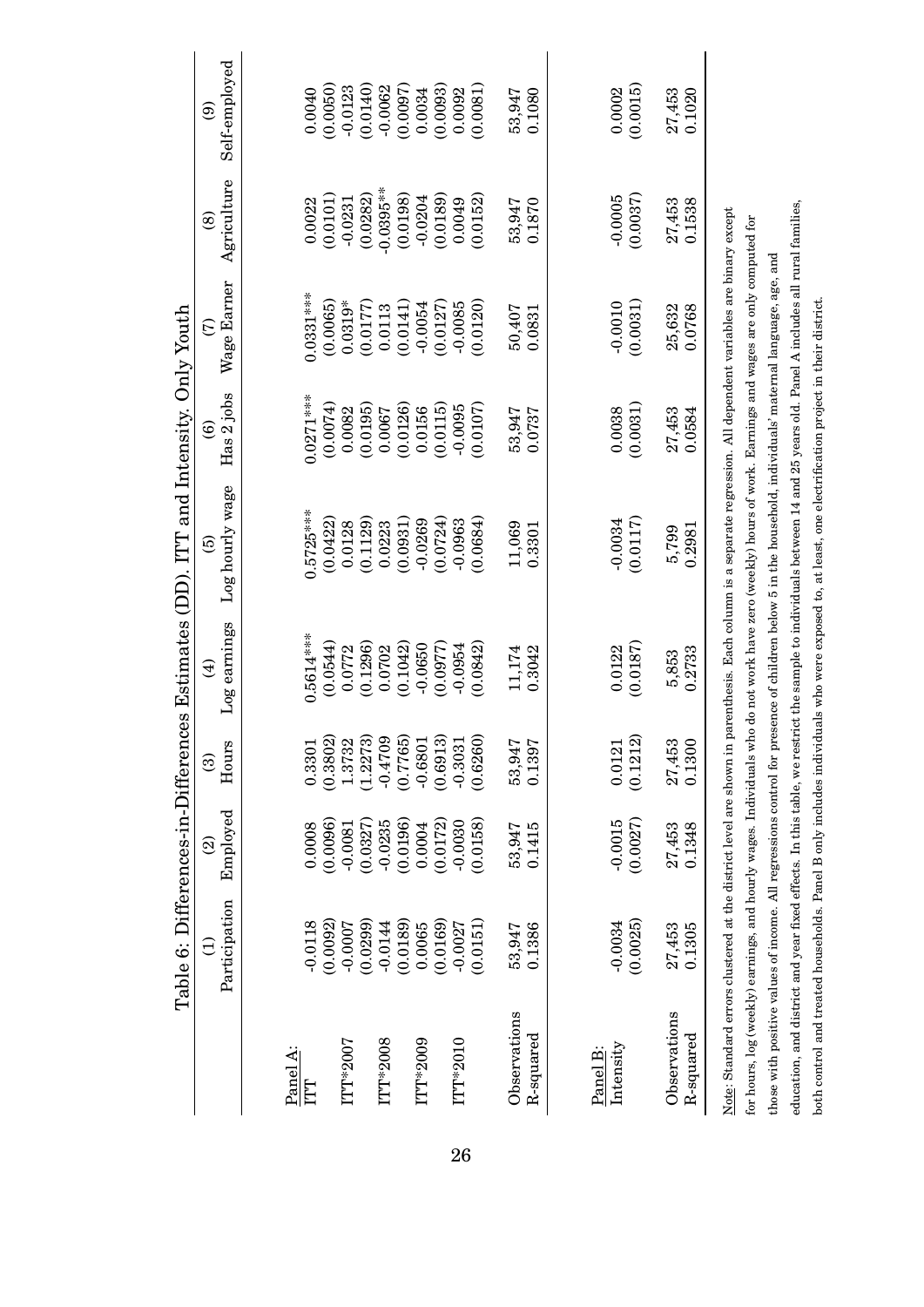Table 6: Differences-in-Differences Estimates (DD). ITT and Intensity. Only Youth

| | (1) Participation | (2) Employed | (3) Hours | (4) Log earnings | (5) Log hourly wage | (6) Has 2 jobs | (7) Wage Earner | (8) Agriculture | (9) Self-employed |
|---|---|---|---|---|---|---|---|---|---|
| Panel A: | | | | | | | | | |
| ITT | -0.0118 | 0.0008 | 0.3301 | 0.5614*** | 0.5725*** | 0.0271*** | 0.0331*** | 0.0022 | 0.0040 |
| | (0.0092) | (0.0096) | (0.3802) | (0.0544) | (0.0422) | (0.0074) | (0.0065) | (0.0101) | (0.0050) |
| ITT*2007 | -0.0007 | -0.0081 | 1.3732 | 0.0772 | 0.0128 | 0.0082 | 0.0319* | -0.0231 | -0.0123 |
| | (0.0299) | (0.0327) | (1.2273) | (0.1296) | (0.1129) | (0.0195) | (0.0177) | (0.0282) | (0.0140) |
| ITT*2008 | -0.0144 | -0.0235 | -0.4709 | 0.0702 | 0.0223 | 0.0067 | 0.0113 | -0.0395** | -0.0062 |
| | (0.0189) | (0.0196) | (0.7765) | (0.1042) | (0.0931) | (0.0126) | (0.0141) | (0.0198) | (0.0097) |
| ITT*2009 | 0.0065 | 0.0004 | -0.6801 | -0.0650 | -0.0269 | 0.0156 | -0.0054 | -0.0204 | 0.0034 |
| | (0.0169) | (0.0172) | (0.6913) | (0.0977) | (0.0724) | (0.0115) | (0.0127) | (0.0189) | (0.0093) |
| ITT*2010 | -0.0027 | -0.0030 | -0.3031 | -0.0954 | -0.0963 | -0.0095 | -0.0085 | 0.0049 | 0.0092 |
| | (0.0151) | (0.0158) | (0.6260) | (0.0842) | (0.0684) | (0.0107) | (0.0120) | (0.0152) | (0.0081) |
| Observations | 53,947 | 53,947 | 53,947 | 11,174 | 11,069 | 53,947 | 50,407 | 53,947 | 53,947 |
| R-squared | 0.1386 | 0.1415 | 0.1397 | 0.3042 | 0.3301 | 0.0737 | 0.0831 | 0.1870 | 0.1080 |
| Panel B: | | | | | | | | | |
| Intensity | -0.0034 | -0.0015 | 0.0121 | 0.0122 | -0.0034 | 0.0038 | -0.0010 | -0.0005 | 0.0002 |
| | (0.0025) | (0.0027) | (0.1212) | (0.0187) | (0.0117) | (0.0031) | (0.0031) | (0.0037) | (0.0015) |
| Observations | 27,453 | 27,453 | 27,453 | 5,853 | 5,799 | 27,453 | 25,632 | 27,453 | 27,453 |
| R-squared | 0.1305 | 0.1348 | 0.1300 | 0.2733 | 0.2981 | 0.0584 | 0.0768 | 0.1538 | 0.1020 |

Note: Standard errors clustered at the district level are shown in parenthesis. Each column is a separate regression. All dependent variables are binary except for hours, log (weekly) earnings, and hourly wages. Individuals who do not work have zero (weekly) hours of work. Earnings and wages are only computed for those with positive values of income. All regressions control for presence of children below 5 in the household, individuals' maternal language, age, and education, and district and year fixed effects. In this table, we restrict the sample to individuals between 14 and 25 years old. Panel A includes all rural families, both control and treated households. Panel B only includes individuals who were exposed to, at least, one electrification project in their district.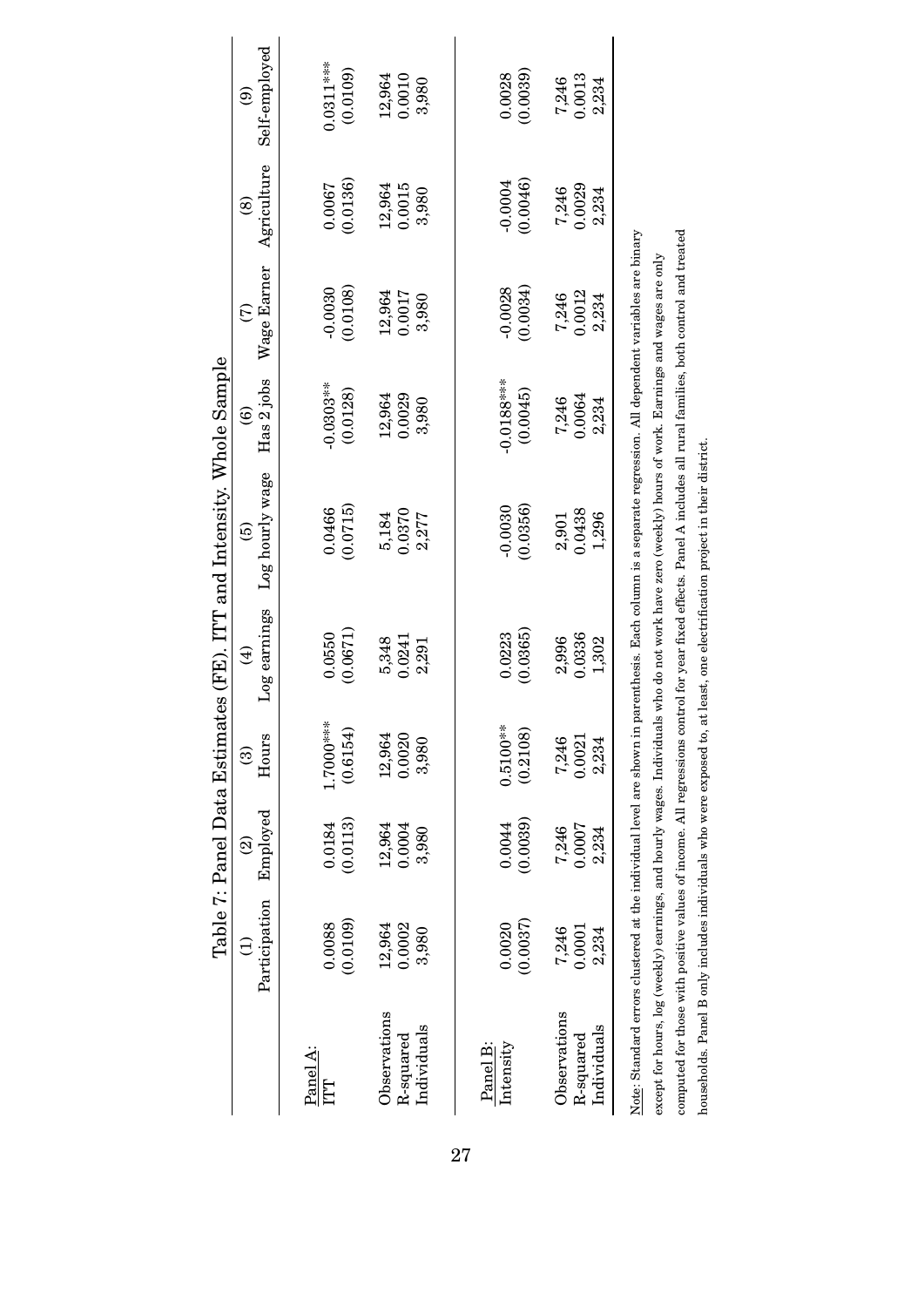Table 7: Panel Data Estimates (FE). ITT and Intensity. Whole Sample

| | (1) Participation | (2) Employed | (3) Hours | (4) Log earnings | (5) Log hourly wage | (6) Has 2 jobs | (7) Wage Earner | (8) Agriculture | (9) Self-employed |
|---|---|---|---|---|---|---|---|---|---|
| Panel A: | | | | | | | | | |
| ITT | 0.0088 | 0.0184 | 1.7000*** | 0.0550 | 0.0466 | -0.0303** | -0.0030 | 0.0067 | 0.0311*** |
| | (0.0109) | (0.0113) | (0.6154) | (0.0671) | (0.0715) | (0.0128) | (0.0108) | (0.0136) | (0.0109) |
| Observations | 12,964 | 12,964 | 12,964 | 5,348 | 5,184 | 12,964 | 12,964 | 12,964 | 12,964 |
| R-squared | 0.0002 | 0.0004 | 0.0020 | 0.0241 | 0.0370 | 0.0029 | 0.0017 | 0.0015 | 0.0010 |
| Individuals | 3,980 | 3,980 | 3,980 | 2,291 | 2,277 | 3,980 | 3,980 | 3,980 | 3,980 |
| Panel B: | | | | | | | | | |
| Intensity | 0.0020 | 0.0044 | 0.5100** | 0.0223 | -0.0030 | -0.0188*** | -0.0028 | -0.0004 | 0.0028 |
| | (0.0037) | (0.0039) | (0.2108) | (0.0365) | (0.0356) | (0.0045) | (0.0034) | (0.0046) | (0.0039) |
| Observations | 7,246 | 7,246 | 7,246 | 2,996 | 2,901 | 7,246 | 7,246 | 7,246 | 7,246 |
| R-squared | 0.0001 | 0.0007 | 0.0021 | 0.0336 | 0.0438 | 0.0064 | 0.0012 | 0.0029 | 0.0013 |
| Individuals | 2,234 | 2,234 | 2,234 | 1,302 | 1,296 | 2,234 | 2,234 | 2,234 | 2,234 |

Note: Standard errors clustered at the individual level are shown in parenthesis. Each column is a separate regression. All dependent variables are binary except for hours, log (weekly) earnings, and hourly wages. Individuals who do not work have zero (weekly) hours of work. Earnings and wages are only computed for those with positive values of income. All regressions control for year fixed effects. Panel A includes all rural families, both control and treated households. Panel B only includes individuals who were exposed to, at least, one electrification project in their district.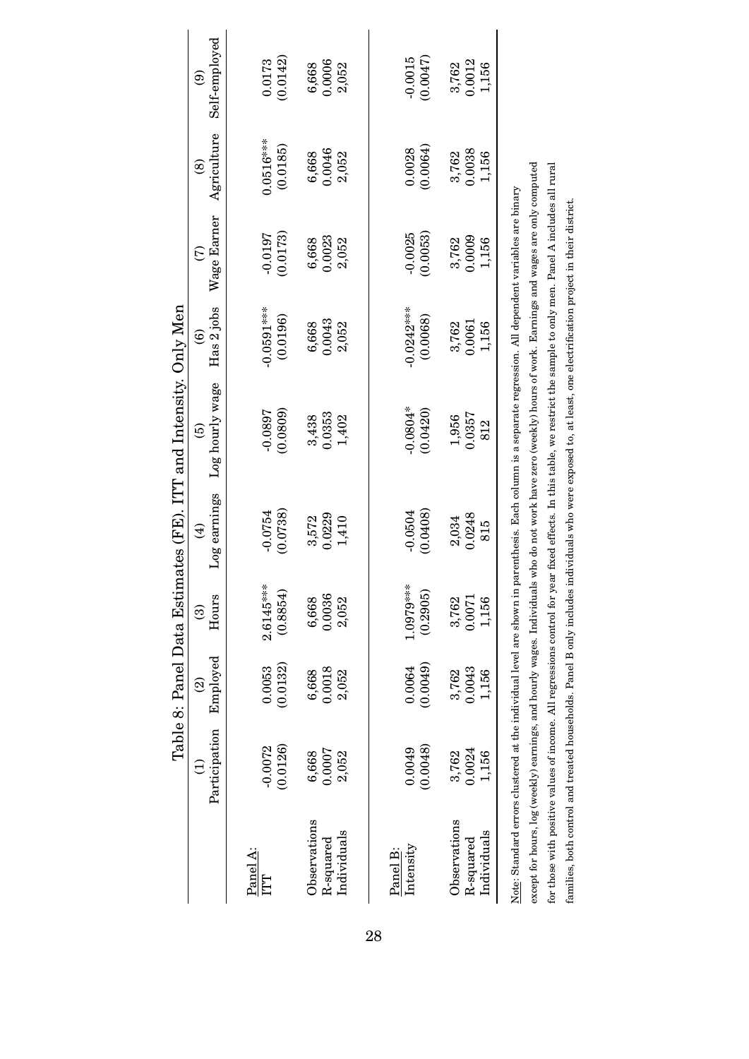Table 8: Panel Data Estimates (FE). ITT and Intensity. Only Men

| | (1) Participation | (2) Employed | (3) Hours | (4) Log earnings | (5) Log hourly wage | (6) Has 2 jobs | (7) Wage Earner | (8) Agriculture | (9) Self-employed |
|---|---|---|---|---|---|---|---|---|---|
| Panel A: | | | | | | | | | |
| ITT | -0.0072 | 0.0053 | 2.6145*** | -0.0754 | -0.0897 | -0.0591*** | -0.0197 | 0.0516*** | 0.0173 |
| | (0.0126) | (0.0132) | (0.8854) | (0.0738) | (0.0809) | (0.0196) | (0.0173) | (0.0185) | (0.0142) |
| Observations | 6,668 | 6,668 | 6,668 | 3,572 | 3,438 | 6,668 | 6,668 | 6,668 | 6,668 |
| R-squared | 0.0007 | 0.0018 | 0.0036 | 0.0229 | 0.0353 | 0.0043 | 0.0023 | 0.0046 | 0.0006 |
| Individuals | 2,052 | 2,052 | 2,052 | 1,410 | 1,402 | 2,052 | 2,052 | 2,052 | 2,052 |
| Panel B: | | | | | | | | | |
| Intensity | 0.0049 | 0.0064 | 1.0979*** | -0.0504 | -0.0804* | -0.0242*** | -0.0025 | 0.0028 | -0.0015 |
| | (0.0048) | (0.0049) | (0.2905) | (0.0408) | (0.0420) | (0.0068) | (0.0053) | (0.0064) | (0.0047) |
| Observations | 3,762 | 3,762 | 3,762 | 2,034 | 1,956 | 3,762 | 3,762 | 3,762 | 3,762 |
| R-squared | 0.0024 | 0.0043 | 0.0071 | 0.0248 | 0.0357 | 0.0061 | 0.0009 | 0.0038 | 0.0012 |
| Individuals | 1,156 | 1,156 | 1,156 | 815 | 812 | 1,156 | 1,156 | 1,156 | 1,156 |

Note: Standard errors clustered at the individual level are shown in parenthesis. Each column is a separate regression. All dependent variables are binary except for hours, log (weekly) earnings, and hourly wages. Individuals who do not work have zero (weekly) hours of work. Earnings and wages are only computed for those with positive values of income. All regressions control for year fixed effects. In this table, we restrict the sample to only men. Panel A includes all rural families, both control and treated households. Panel B only includes individuals who were exposed to, at least, one electrification project in their district.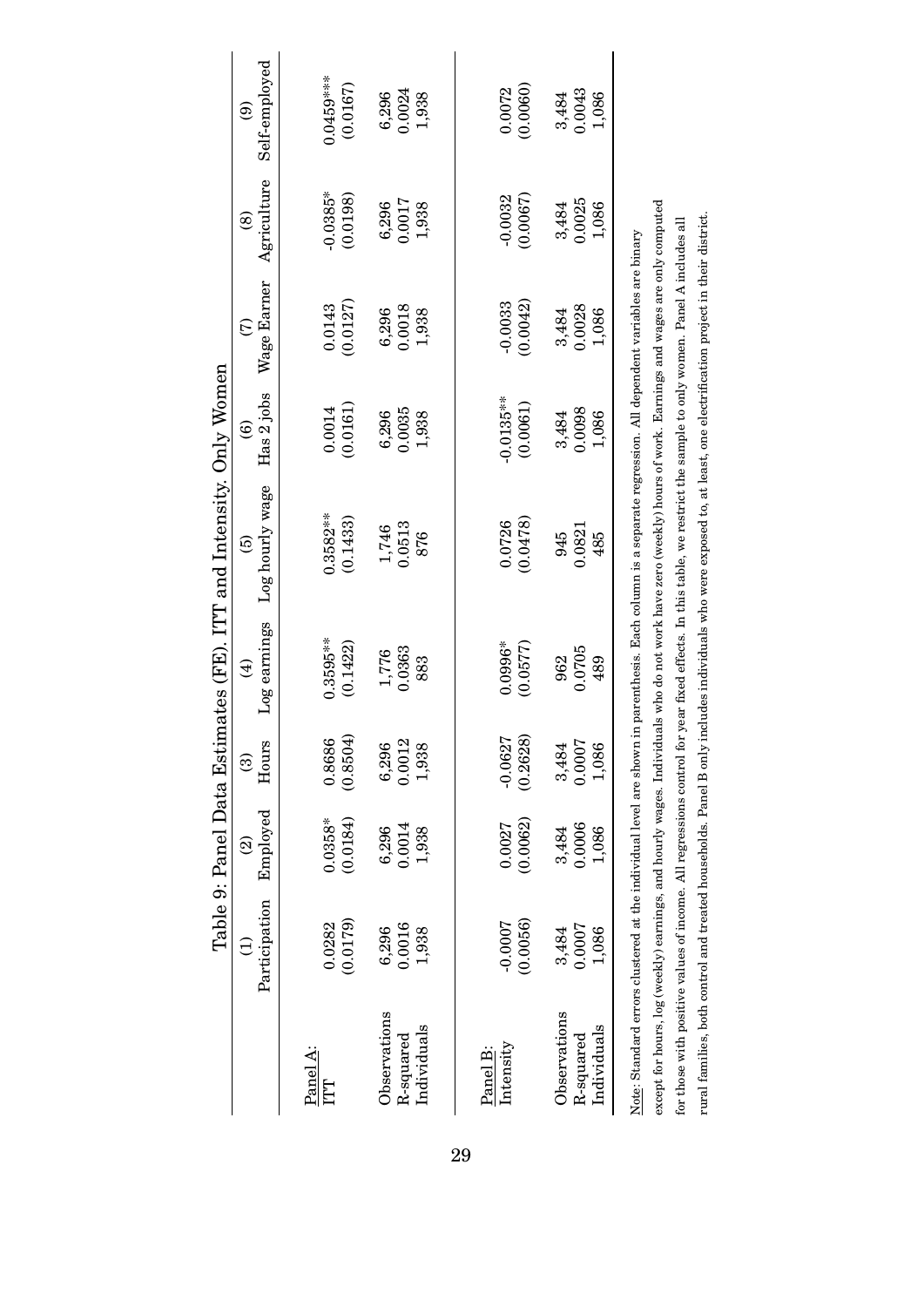Table 9: Panel Data Estimates (FE). ITT and Intensity. Only Women

| | (1) Participation | (2) Employed | (3) Hours | (4) Log earnings | (5) Log hourly wage | (6) Has 2 jobs | (7) Wage Earner | (8) Agriculture | (9) Self-employed |
|---|---|---|---|---|---|---|---|---|---|
| Panel A: | | | | | | | | | |
| ITT | 0.0282 | 0.0358* | 0.8686 | 0.3595** | 0.3582** | 0.0014 | 0.0143 | -0.0385* | 0.0459*** |
| | (0.0179) | (0.0184) | (0.8504) | (0.1422) | (0.1433) | (0.0161) | (0.0127) | (0.0198) | (0.0167) |
| Observations | 6,296 | 6,296 | 6,296 | 1,776 | 1,746 | 6,296 | 6,296 | 6,296 | 6,296 |
| R-squared | 0.0016 | 0.0014 | 0.0012 | 0.0363 | 0.0513 | 0.0035 | 0.0018 | 0.0017 | 0.0024 |
| Individuals | 1,938 | 1,938 | 1,938 | 883 | 876 | 1,938 | 1,938 | 1,938 | 1,938 |
| Panel B: | | | | | | | | | |
| Intensity | -0.0007 | 0.0027 | -0.0627 | 0.0996* | 0.0726 | -0.0135** | -0.0033 | -0.0032 | 0.0072 |
| | (0.0056) | (0.0062) | (0.2628) | (0.0577) | (0.0478) | (0.0061) | (0.0042) | (0.0067) | (0.0060) |
| Observations | 3,484 | 3,484 | 3,484 | 962 | 945 | 3,484 | 3,484 | 3,484 | 3,484 |
| R-squared | 0.0007 | 0.0006 | 0.0007 | 0.0705 | 0.0821 | 0.0098 | 0.0028 | 0.0025 | 0.0043 |
| Individuals | 1,086 | 1,086 | 1,086 | 489 | 485 | 1,086 | 1,086 | 1,086 | 1,086 |

Note: Standard errors clustered at the individual level are shown in parenthesis. Each column is a separate regression. All dependent variables are binary except for hours, log (weekly) earnings, and hourly wages. Individuals who do not work have zero (weekly) hours of work. Earnings and wages are only computed for those with positive values of income. All regressions control for year fixed effects. In this table, we restrict the sample to only women. Panel A includes all rural families, both control and treated households. Panel B only includes individuals who were exposed to, at least, one electrification project in their district.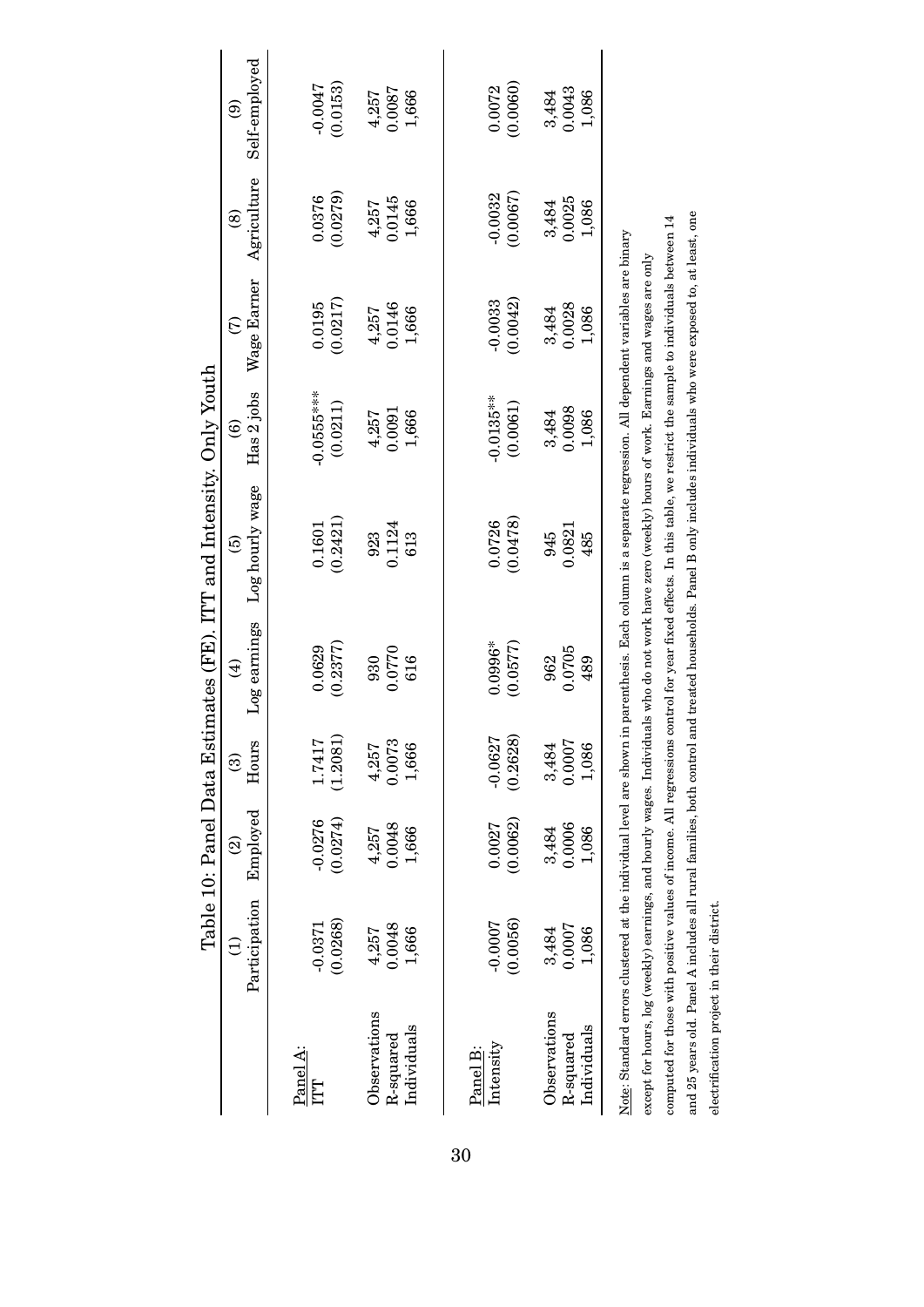Table 10: Panel Data Estimates (FE). ITT and Intensity. Only Youth

| | (1) Participation | (2) Employed | (3) Hours | (4) Log earnings | (5) Log hourly wage | (6) Has 2 jobs | (7) Wage Earner | (8) Agriculture | (9) Self-employed |
|---|---|---|---|---|---|---|---|---|---|
| Panel A: | | | | | | | | | |
| ITT | -0.0371 | -0.0276 | 1.7417 | 0.0629 | 0.1601 | -0.0555*** | 0.0195 | 0.0376 | -0.0047 |
| | (0.0268) | (0.0274) | (1.2081) | (0.2377) | (0.2421) | (0.0211) | (0.0217) | (0.0279) | (0.0153) |
| Observations | 4,257 | 4,257 | 4,257 | 930 | 923 | 4,257 | 4,257 | 4,257 | 4,257 |
| R-squared | 0.0048 | 0.0048 | 0.0073 | 0.0770 | 0.1124 | 0.0091 | 0.0146 | 0.0145 | 0.0087 |
| Individuals | 1,666 | 1,666 | 1,666 | 616 | 613 | 1,666 | 1,666 | 1,666 | 1,666 |
| Panel B: | | | | | | | | | |
| Intensity | -0.0007 | 0.0027 | -0.0627 | 0.0996* | 0.0726 | -0.0135** | -0.0033 | -0.0032 | 0.0072 |
| | (0.0056) | (0.0062) | (0.2628) | (0.0577) | (0.0478) | (0.0061) | (0.0042) | (0.0067) | (0.0060) |
| Observations | 3,484 | 3,484 | 3,484 | 962 | 945 | 3,484 | 3,484 | 3,484 | 3,484 |
| R-squared | 0.0007 | 0.0006 | 0.0007 | 0.0705 | 0.0821 | 0.0098 | 0.0028 | 0.0025 | 0.0043 |
| Individuals | 1,086 | 1,086 | 1,086 | 489 | 485 | 1,086 | 1,086 | 1,086 | 1,086 |

Note: Standard errors clustered at the individual level are shown in parenthesis. Each column is a separate regression. All dependent variables are binary except for hours, log (weekly) earnings, and hourly wages. Individuals who do not work have zero (weekly) hours of work. Earnings and wages are only computed for those with positive values of income. All regressions control for year fixed effects. In this table, we restrict the sample to individuals between 14 and 25 years old. Panel A includes all rural families, both control and treated households. Panel B only includes individuals who were exposed to, at least, one electrification project in their district.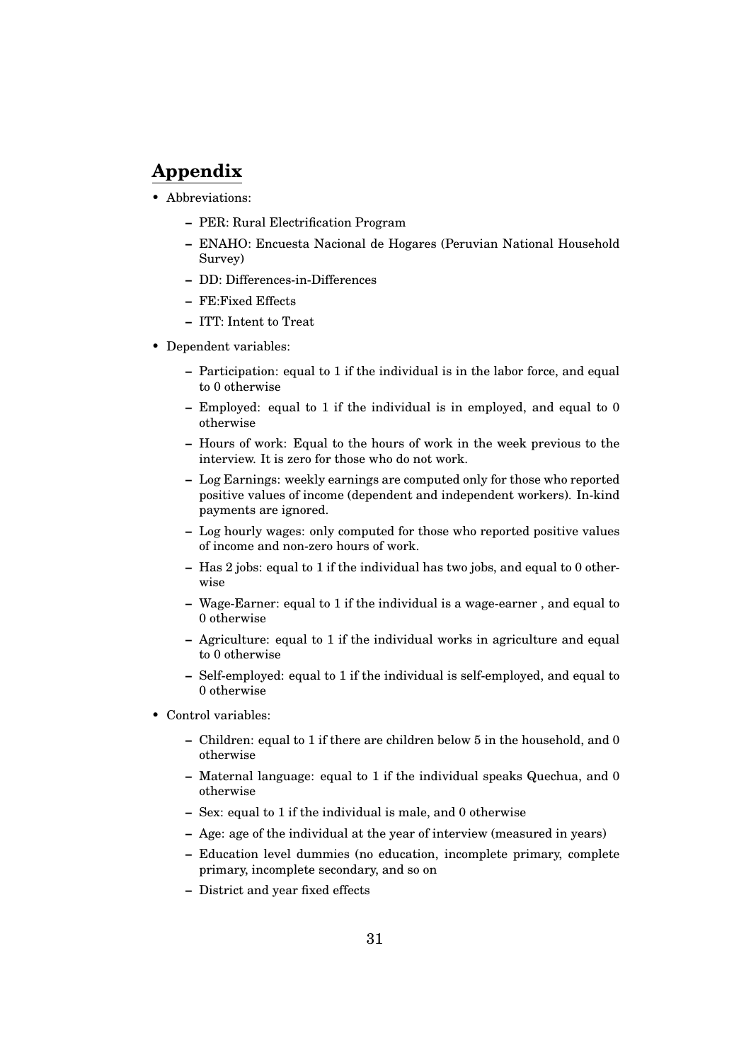# Appendix

- Abbreviations:
  - PER: Rural Electrification Program
  - ENAHO: Encuesta Nacional de Hogares (Peruvian National Household Survey)
  - DD: Differences-in-Differences
  - FE:Fixed Effects
  - ITT: Intent to Treat
- Dependent variables:
  - Participation: equal to 1 if the individual is in the labor force, and equal to 0 otherwise
  - Employed: equal to 1 if the individual is in employed, and equal to 0 otherwise
  - Hours of work: Equal to the hours of work in the week previous to the interview. It is zero for those who do not work.
  - Log Earnings: weekly earnings are computed only for those who reported positive values of income (dependent and independent workers). In-kind payments are ignored.
  - Log hourly wages: only computed for those who reported positive values of income and non-zero hours of work.
  - Has 2 jobs: equal to 1 if the individual has two jobs, and equal to 0 otherwise
  - Wage-Earner: equal to 1 if the individual is a wage-earner , and equal to 0 otherwise
  - Agriculture: equal to 1 if the individual works in agriculture and equal to 0 otherwise
  - Self-employed: equal to 1 if the individual is self-employed, and equal to 0 otherwise
- Control variables:
  - Children: equal to 1 if there are children below 5 in the household, and 0 otherwise
  - Maternal language: equal to 1 if the individual speaks Quechua, and 0 otherwise
  - Sex: equal to 1 if the individual is male, and 0 otherwise
  - Age: age of the individual at the year of interview (measured in years)
  - Education level dummies (no education, incomplete primary, complete primary, incomplete secondary, and so on
  - District and year fixed effects